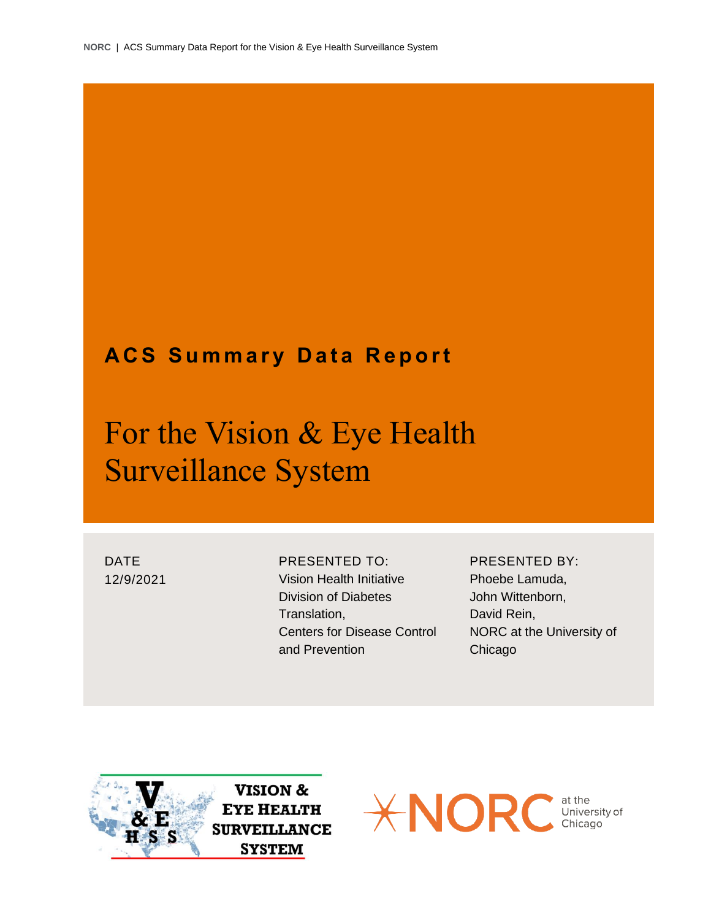# ACS Summary Data Report

## For the Vision & Eye Health Surveillance System

DATE
12/9/2021

PRESENTED TO:
Vision Health Initiative
Division of Diabetes Translation,
Centers for Disease Control and Prevention

PRESENTED BY:
Phoebe Lamuda,
John Wittenborn,
David Rein,
NORC at the University of Chicago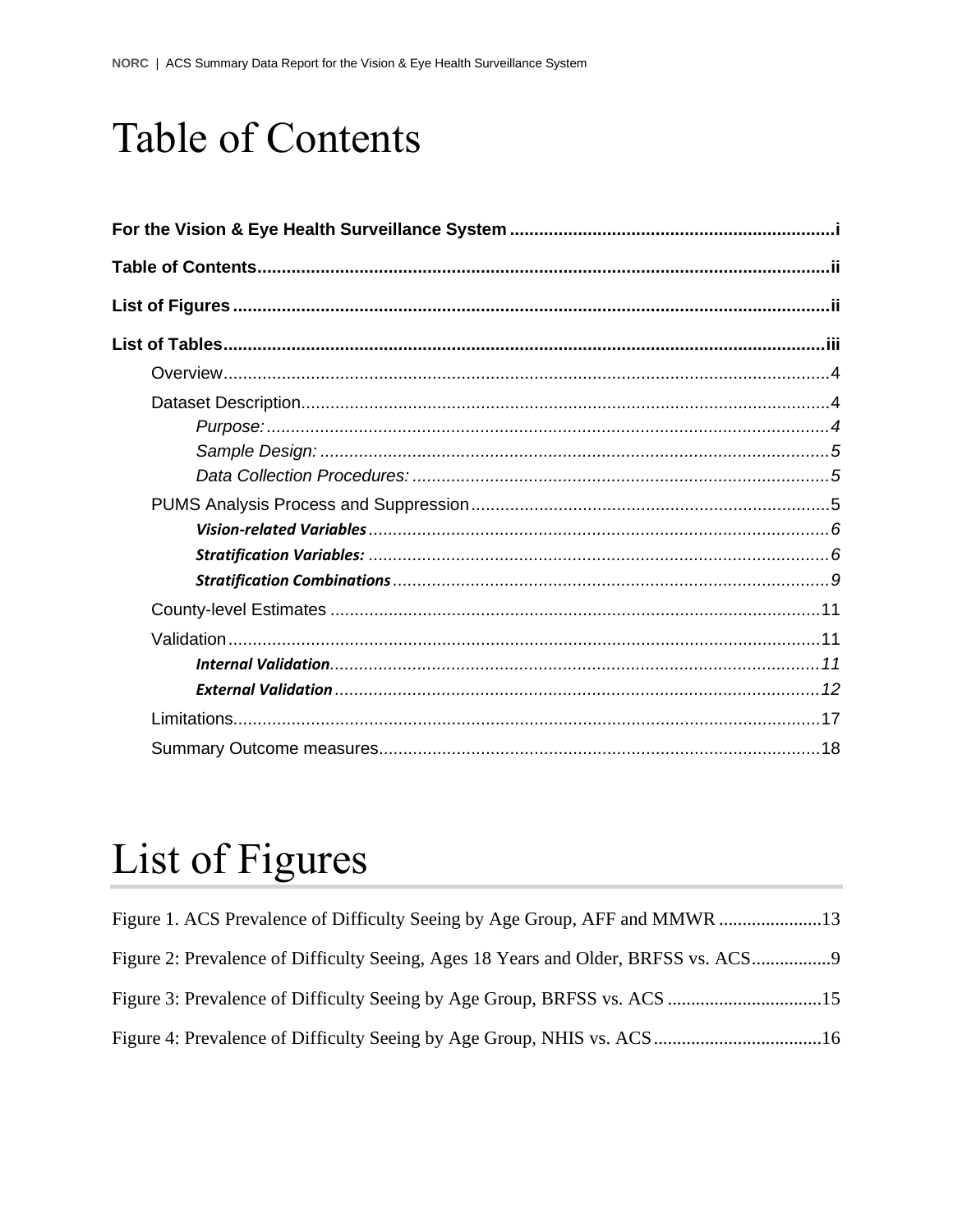# Table of Contents

**For the Vision & Eye Health Surveillance System** .................................................................. i

**Table of Contents** ................................................................................................................ ii

**List of Figures** ...................................................................................................................... ii

**List of Tables** ....................................................................................................................... iii

- Overview ............................................................................................................................ 4
- Dataset Description ............................................................................................................ 4
  - *Purpose:* ..................................................................................................................... 4
  - *Sample Design:* ........................................................................................................... 5
  - *Data Collection Procedures:* ........................................................................................ 5
- PUMS Analysis Process and Suppression .......................................................................... 5
  - ***Vision-related Variables*** ............................................................................................ 6
  - ***Stratification Variables:*** .......................................................................................... 6
  - ***Stratification Combinations*** .................................................................................... 9
- County-level Estimates .................................................................................................... 11
- Validation ........................................................................................................................ 11
  - ***Internal Validation*** ................................................................................................... 11
  - ***External Validation*** ................................................................................................. 12
- Limitations ....................................................................................................................... 17
- Summary Outcome measures .......................................................................................... 18

# List of Figures

Figure 1. ACS Prevalence of Difficulty Seeing by Age Group, AFF and MMWR ...................... 13

Figure 2: Prevalence of Difficulty Seeing, Ages 18 Years and Older, BRFSS vs. ACS ................. 9

Figure 3: Prevalence of Difficulty Seeing by Age Group, BRFSS vs. ACS ................................. 15

Figure 4: Prevalence of Difficulty Seeing by Age Group, NHIS vs. ACS .................................... 16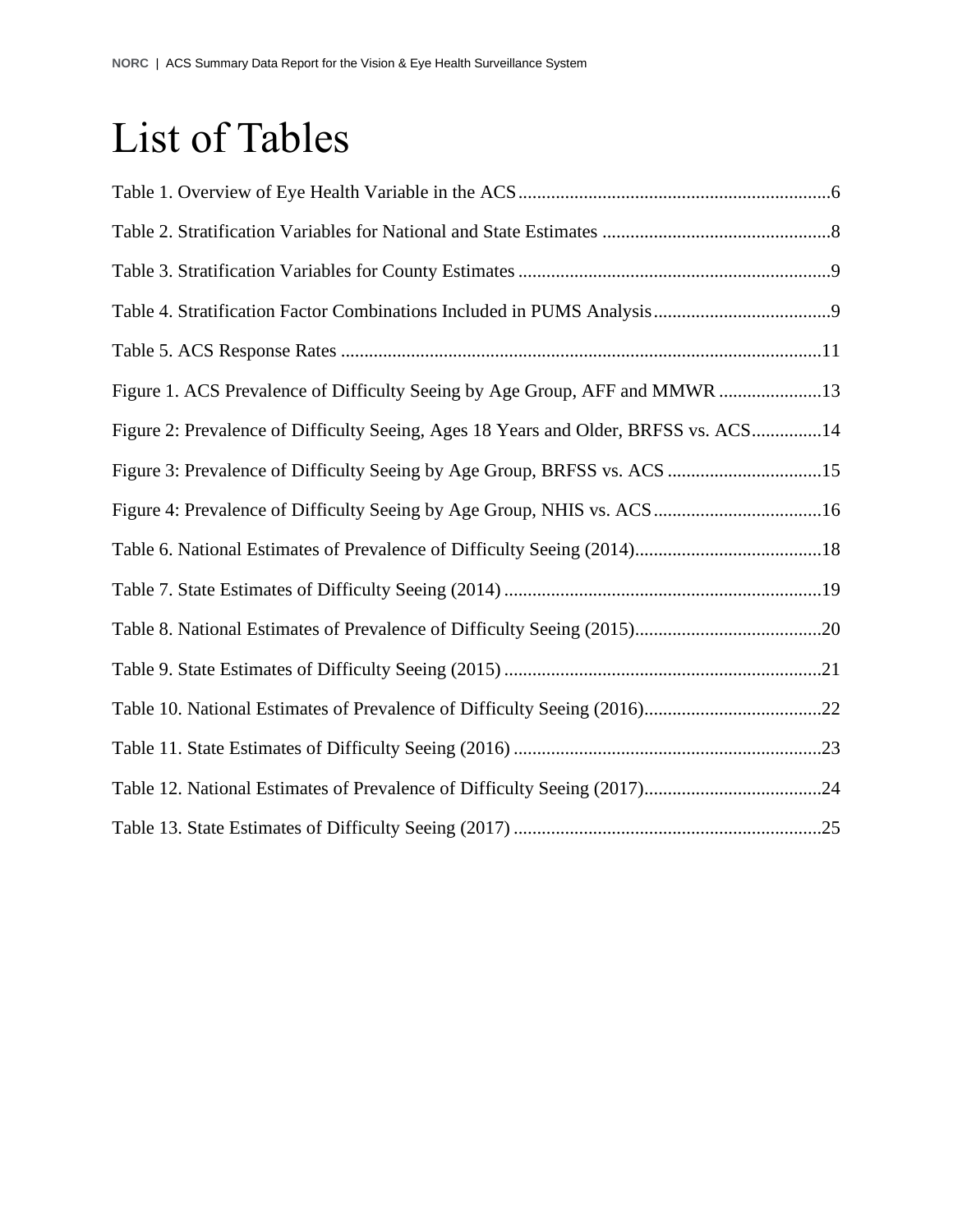# List of Tables

Table 1. Overview of Eye Health Variable in the ACS....................................................................6

Table 2. Stratification Variables for National and State Estimates .................................................8

Table 3. Stratification Variables for County Estimates ...................................................................9

Table 4. Stratification Factor Combinations Included in PUMS Analysis......................................9

Table 5. ACS Response Rates ......................................................................................................11

Figure 1. ACS Prevalence of Difficulty Seeing by Age Group, AFF and MMWR ......................13

Figure 2: Prevalence of Difficulty Seeing, Ages 18 Years and Older, BRFSS vs. ACS..............14

Figure 3: Prevalence of Difficulty Seeing by Age Group, BRFSS vs. ACS .................................15

Figure 4: Prevalence of Difficulty Seeing by Age Group, NHIS vs. ACS....................................16

Table 6. National Estimates of Prevalence of Difficulty Seeing (2014)........................................18

Table 7. State Estimates of Difficulty Seeing (2014) ....................................................................19

Table 8. National Estimates of Prevalence of Difficulty Seeing (2015)........................................20

Table 9. State Estimates of Difficulty Seeing (2015) ....................................................................21

Table 10. National Estimates of Prevalence of Difficulty Seeing (2016)......................................22

Table 11. State Estimates of Difficulty Seeing (2016) ..................................................................23

Table 12. National Estimates of Prevalence of Difficulty Seeing (2017)......................................24

Table 13. State Estimates of Difficulty Seeing (2017) ..................................................................25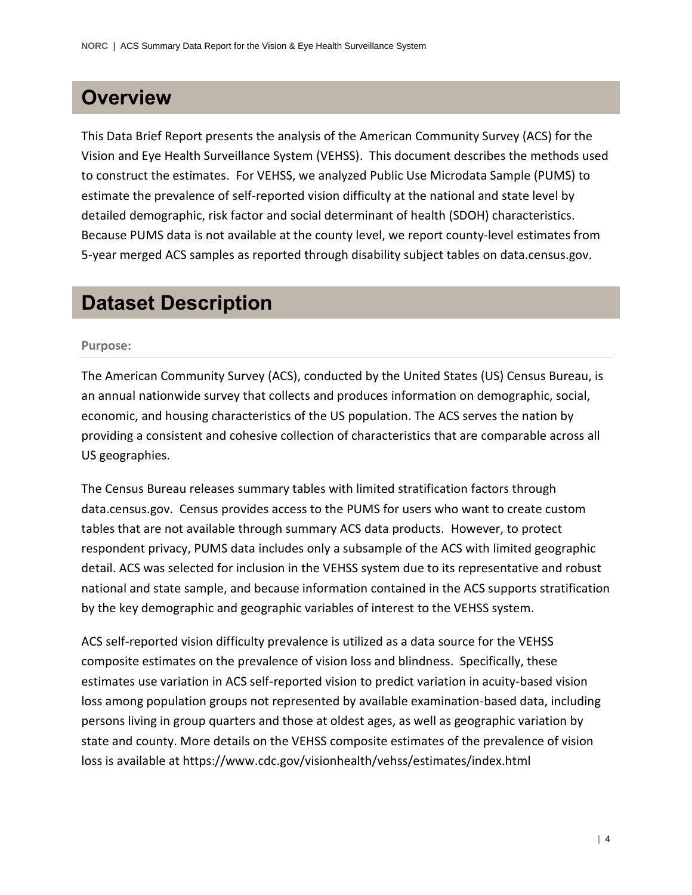# Overview

This Data Brief Report presents the analysis of the American Community Survey (ACS) for the Vision and Eye Health Surveillance System (VEHSS). This document describes the methods used to construct the estimates. For VEHSS, we analyzed Public Use Microdata Sample (PUMS) to estimate the prevalence of self-reported vision difficulty at the national and state level by detailed demographic, risk factor and social determinant of health (SDOH) characteristics. Because PUMS data is not available at the county level, we report county-level estimates from 5-year merged ACS samples as reported through disability subject tables on data.census.gov.

# Dataset Description

### Purpose:

The American Community Survey (ACS), conducted by the United States (US) Census Bureau, is an annual nationwide survey that collects and produces information on demographic, social, economic, and housing characteristics of the US population. The ACS serves the nation by providing a consistent and cohesive collection of characteristics that are comparable across all US geographies.

The Census Bureau releases summary tables with limited stratification factors through data.census.gov. Census provides access to the PUMS for users who want to create custom tables that are not available through summary ACS data products. However, to protect respondent privacy, PUMS data includes only a subsample of the ACS with limited geographic detail. ACS was selected for inclusion in the VEHSS system due to its representative and robust national and state sample, and because information contained in the ACS supports stratification by the key demographic and geographic variables of interest to the VEHSS system.

ACS self-reported vision difficulty prevalence is utilized as a data source for the VEHSS composite estimates on the prevalence of vision loss and blindness. Specifically, these estimates use variation in ACS self-reported vision to predict variation in acuity-based vision loss among population groups not represented by available examination-based data, including persons living in group quarters and those at oldest ages, as well as geographic variation by state and county. More details on the VEHSS composite estimates of the prevalence of vision loss is available at https://www.cdc.gov/visionhealth/vehss/estimates/index.html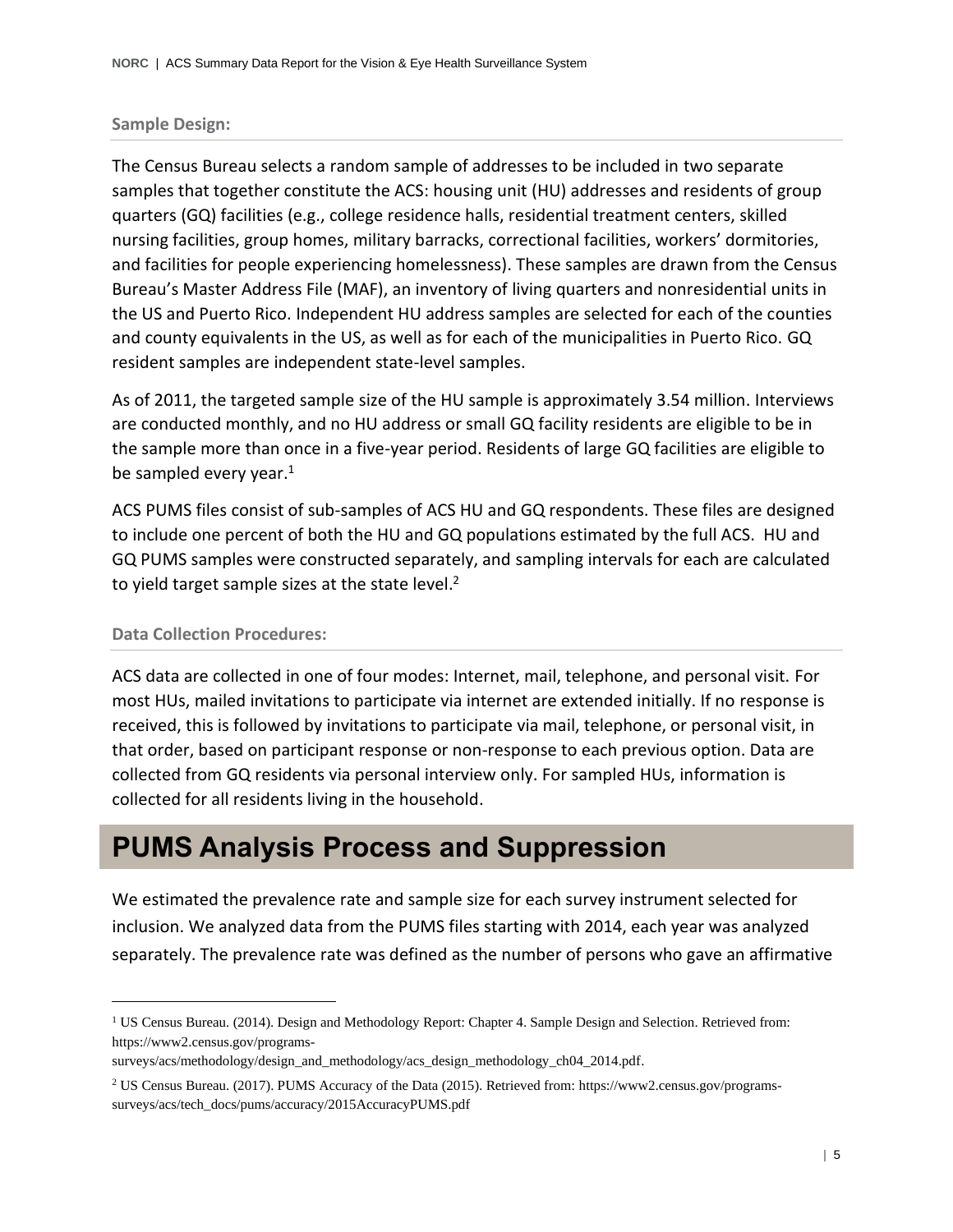### Sample Design:

The Census Bureau selects a random sample of addresses to be included in two separate samples that together constitute the ACS: housing unit (HU) addresses and residents of group quarters (GQ) facilities (e.g., college residence halls, residential treatment centers, skilled nursing facilities, group homes, military barracks, correctional facilities, workers' dormitories, and facilities for people experiencing homelessness). These samples are drawn from the Census Bureau's Master Address File (MAF), an inventory of living quarters and nonresidential units in the US and Puerto Rico. Independent HU address samples are selected for each of the counties and county equivalents in the US, as well as for each of the municipalities in Puerto Rico. GQ resident samples are independent state-level samples.

As of 2011, the targeted sample size of the HU sample is approximately 3.54 million. Interviews are conducted monthly, and no HU address or small GQ facility residents are eligible to be in the sample more than once in a five-year period. Residents of large GQ facilities are eligible to be sampled every year.[1]

ACS PUMS files consist of sub-samples of ACS HU and GQ respondents. These files are designed to include one percent of both the HU and GQ populations estimated by the full ACS. HU and GQ PUMS samples were constructed separately, and sampling intervals for each are calculated to yield target sample sizes at the state level.[2]

### Data Collection Procedures:

ACS data are collected in one of four modes: Internet, mail, telephone, and personal visit. For most HUs, mailed invitations to participate via internet are extended initially. If no response is received, this is followed by invitations to participate via mail, telephone, or personal visit, in that order, based on participant response or non-response to each previous option. Data are collected from GQ residents via personal interview only. For sampled HUs, information is collected for all residents living in the household.

## PUMS Analysis Process and Suppression

We estimated the prevalence rate and sample size for each survey instrument selected for inclusion. We analyzed data from the PUMS files starting with 2014, each year was analyzed separately. The prevalence rate was defined as the number of persons who gave an affirmative

---

[1] US Census Bureau. (2014). Design and Methodology Report: Chapter 4. Sample Design and Selection. Retrieved from: https://www2.census.gov/programs-surveys/acs/methodology/design_and_methodology/acs_design_methodology_ch04_2014.pdf.

[2] US Census Bureau. (2017). PUMS Accuracy of the Data (2015). Retrieved from: https://www2.census.gov/programs-surveys/acs/tech_docs/pums/accuracy/2015AccuracyPUMS.pdf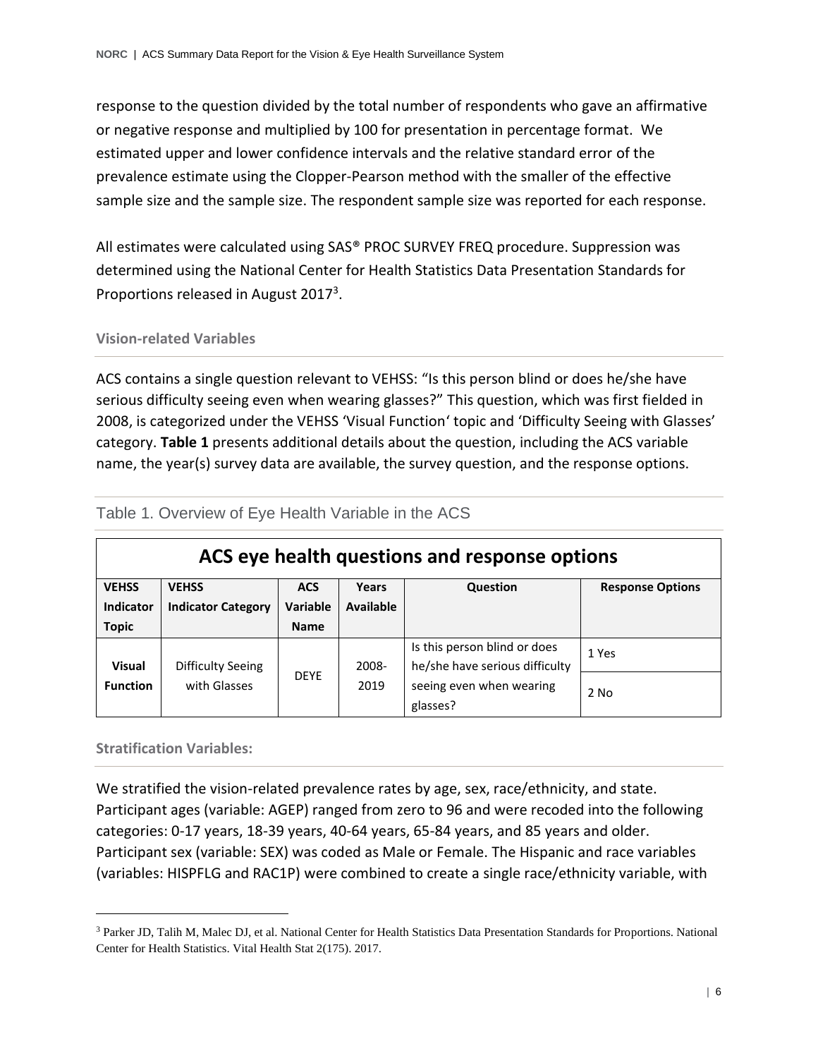response to the question divided by the total number of respondents who gave an affirmative or negative response and multiplied by 100 for presentation in percentage format. We estimated upper and lower confidence intervals and the relative standard error of the prevalence estimate using the Clopper-Pearson method with the smaller of the effective sample size and the sample size. The respondent sample size was reported for each response.

All estimates were calculated using SAS® PROC SURVEY FREQ procedure. Suppression was determined using the National Center for Health Statistics Data Presentation Standards for Proportions released in August 2017[3].

### Vision-related Variables

ACS contains a single question relevant to VEHSS: "Is this person blind or does he/she have serious difficulty seeing even when wearing glasses?" This question, which was first fielded in 2008, is categorized under the VEHSS 'Visual Function' topic and 'Difficulty Seeing with Glasses' category. **Table 1** presents additional details about the question, including the ACS variable name, the year(s) survey data are available, the survey question, and the response options.

## Table 1. Overview of Eye Health Variable in the ACS

**ACS eye health questions and response options**

| VEHSS Indicator Topic | VEHSS Indicator Category | ACS Variable Name | Years Available | Question | Response Options |
|---|---|---|---|---|---|
| **Visual Function** | Difficulty Seeing with Glasses | DEYE | 2008-2019 | Is this person blind or does he/she have serious difficulty seeing even when wearing glasses? | 1 Yes |
| | | | | | 2 No |

### Stratification Variables:

We stratified the vision-related prevalence rates by age, sex, race/ethnicity, and state. Participant ages (variable: AGEP) ranged from zero to 96 and were recoded into the following categories: 0-17 years, 18-39 years, 40-64 years, 65-84 years, and 85 years and older. Participant sex (variable: SEX) was coded as Male or Female. The Hispanic and race variables (variables: HISPFLG and RAC1P) were combined to create a single race/ethnicity variable, with

---

[3] Parker JD, Talih M, Malec DJ, et al. National Center for Health Statistics Data Presentation Standards for Proportions. National Center for Health Statistics. Vital Health Stat 2(175). 2017.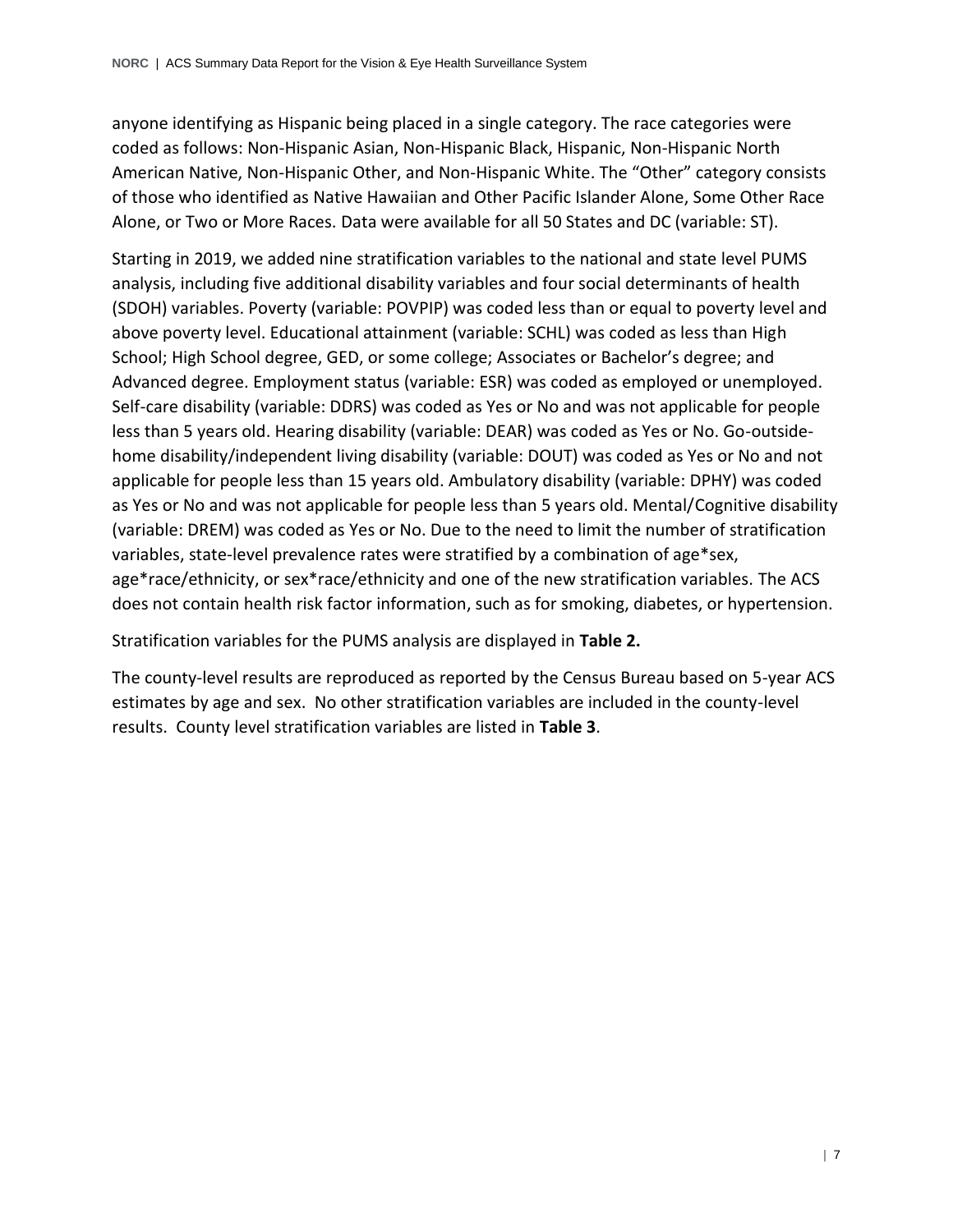anyone identifying as Hispanic being placed in a single category. The race categories were coded as follows: Non-Hispanic Asian, Non-Hispanic Black, Hispanic, Non-Hispanic North American Native, Non-Hispanic Other, and Non-Hispanic White. The "Other" category consists of those who identified as Native Hawaiian and Other Pacific Islander Alone, Some Other Race Alone, or Two or More Races. Data were available for all 50 States and DC (variable: ST).

Starting in 2019, we added nine stratification variables to the national and state level PUMS analysis, including five additional disability variables and four social determinants of health (SDOH) variables. Poverty (variable: POVPIP) was coded less than or equal to poverty level and above poverty level. Educational attainment (variable: SCHL) was coded as less than High School; High School degree, GED, or some college; Associates or Bachelor's degree; and Advanced degree. Employment status (variable: ESR) was coded as employed or unemployed. Self-care disability (variable: DDRS) was coded as Yes or No and was not applicable for people less than 5 years old. Hearing disability (variable: DEAR) was coded as Yes or No. Go-outside-home disability/independent living disability (variable: DOUT) was coded as Yes or No and not applicable for people less than 15 years old. Ambulatory disability (variable: DPHY) was coded as Yes or No and was not applicable for people less than 5 years old. Mental/Cognitive disability (variable: DREM) was coded as Yes or No. Due to the need to limit the number of stratification variables, state-level prevalence rates were stratified by a combination of age*sex, age*race/ethnicity, or sex*race/ethnicity and one of the new stratification variables. The ACS does not contain health risk factor information, such as for smoking, diabetes, or hypertension.

Stratification variables for the PUMS analysis are displayed in **Table 2.**

The county-level results are reproduced as reported by the Census Bureau based on 5-year ACS estimates by age and sex. No other stratification variables are included in the county-level results. County level stratification variables are listed in **Table 3**.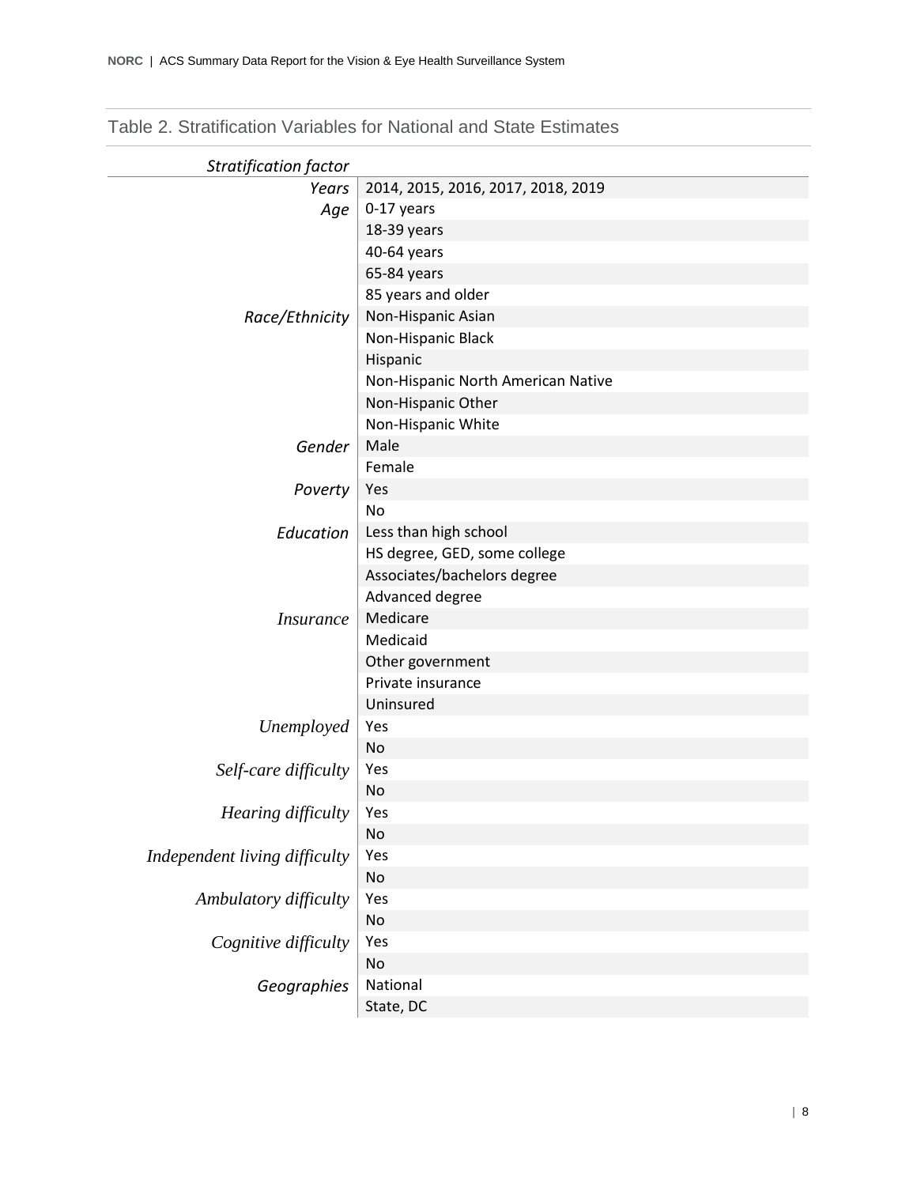Table 2. Stratification Variables for National and State Estimates

| *Stratification factor* | |
|---|---|
| *Years* | 2014, 2015, 2016, 2017, 2018, 2019 |
| *Age* | 0-17 years |
| | 18-39 years |
| | 40-64 years |
| | 65-84 years |
| | 85 years and older |
| *Race/Ethnicity* | Non-Hispanic Asian |
| | Non-Hispanic Black |
| | Hispanic |
| | Non-Hispanic North American Native |
| | Non-Hispanic Other |
| | Non-Hispanic White |
| *Gender* | Male |
| | Female |
| *Poverty* | Yes |
| | No |
| *Education* | Less than high school |
| | HS degree, GED, some college |
| | Associates/bachelors degree |
| | Advanced degree |
| *Insurance* | Medicare |
| | Medicaid |
| | Other government |
| | Private insurance |
| | Uninsured |
| *Unemployed* | Yes |
| | No |
| *Self-care difficulty* | Yes |
| | No |
| *Hearing difficulty* | Yes |
| | No |
| *Independent living difficulty* | Yes |
| | No |
| *Ambulatory difficulty* | Yes |
| | No |
| *Cognitive difficulty* | Yes |
| | No |
| *Geographies* | National |
| | State, DC |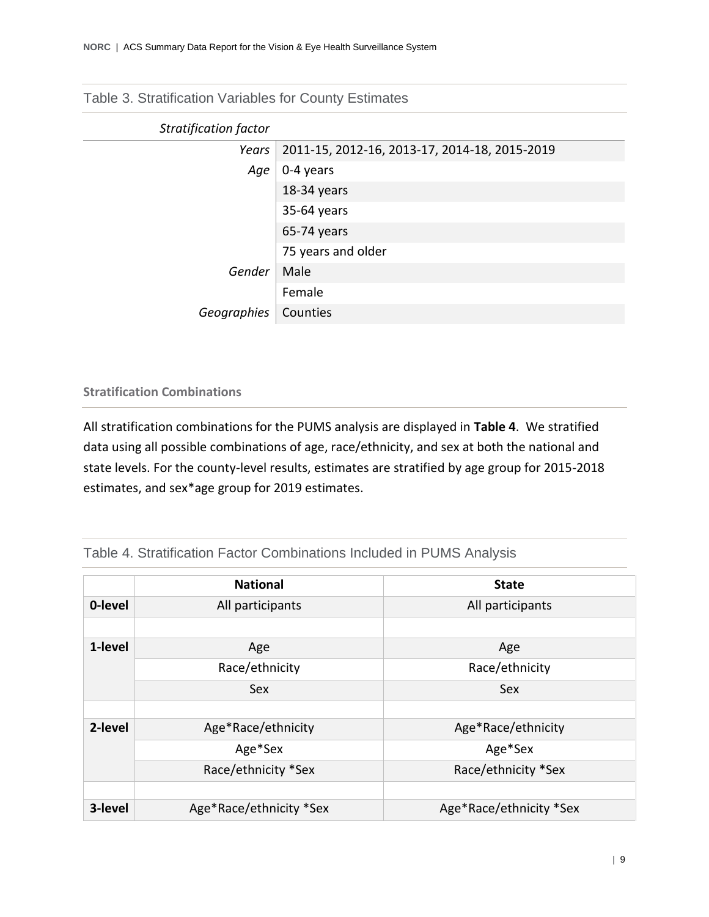Table 3. Stratification Variables for County Estimates

| *Stratification factor* | |
|---|---|
| *Years* | 2011-15, 2012-16, 2013-17, 2014-18, 2015-2019 |
| *Age* | 0-4 years |
| | 18-34 years |
| | 35-64 years |
| | 65-74 years |
| | 75 years and older |
| *Gender* | Male |
| | Female |
| *Geographies* | Counties |

### Stratification Combinations

All stratification combinations for the PUMS analysis are displayed in **Table 4**. We stratified data using all possible combinations of age, race/ethnicity, and sex at both the national and state levels. For the county-level results, estimates are stratified by age group for 2015-2018 estimates, and sex*age group for 2019 estimates.

Table 4. Stratification Factor Combinations Included in PUMS Analysis

| | **National** | **State** |
|---|---|---|
| **0-level** | All participants | All participants |
| | | |
| **1-level** | Age | Age |
| | Race/ethnicity | Race/ethnicity |
| | Sex | Sex |
| | | |
| **2-level** | Age*Race/ethnicity | Age*Race/ethnicity |
| | Age*Sex | Age*Sex |
| | Race/ethnicity *Sex | Race/ethnicity *Sex |
| | | |
| **3-level** | Age*Race/ethnicity *Sex | Age*Race/ethnicity *Sex |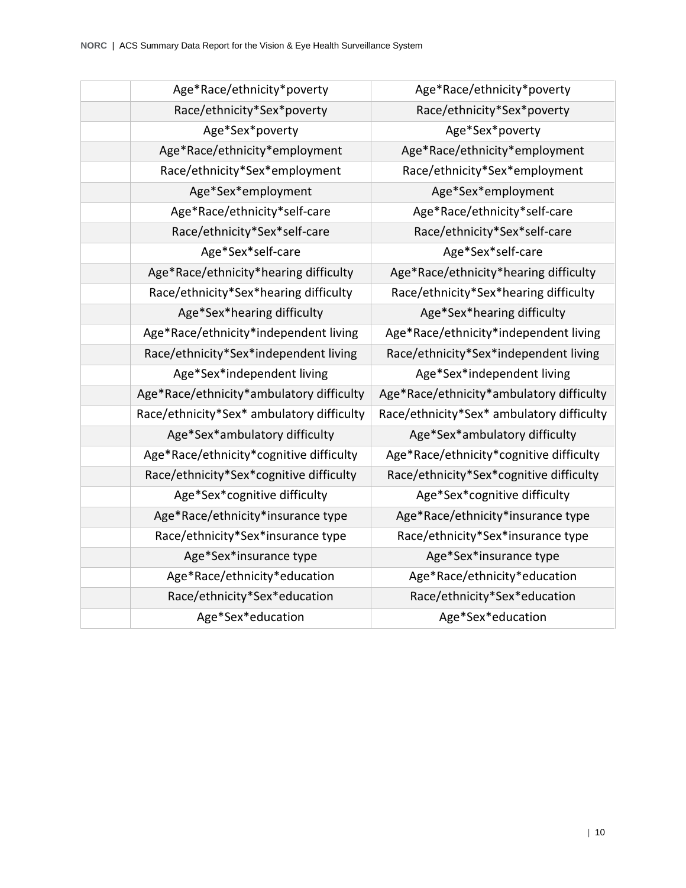| | | |
|---|---|---|
| | Age*Race/ethnicity*poverty | Age*Race/ethnicity*poverty |
| | Race/ethnicity*Sex*poverty | Race/ethnicity*Sex*poverty |
| | Age*Sex*poverty | Age*Sex*poverty |
| | Age*Race/ethnicity*employment | Age*Race/ethnicity*employment |
| | Race/ethnicity*Sex*employment | Race/ethnicity*Sex*employment |
| | Age*Sex*employment | Age*Sex*employment |
| | Age*Race/ethnicity*self-care | Age*Race/ethnicity*self-care |
| | Race/ethnicity*Sex*self-care | Race/ethnicity*Sex*self-care |
| | Age*Sex*self-care | Age*Sex*self-care |
| | Age*Race/ethnicity*hearing difficulty | Age*Race/ethnicity*hearing difficulty |
| | Race/ethnicity*Sex*hearing difficulty | Race/ethnicity*Sex*hearing difficulty |
| | Age*Sex*hearing difficulty | Age*Sex*hearing difficulty |
| | Age*Race/ethnicity*independent living | Age*Race/ethnicity*independent living |
| | Race/ethnicity*Sex*independent living | Race/ethnicity*Sex*independent living |
| | Age*Sex*independent living | Age*Sex*independent living |
| | Age*Race/ethnicity*ambulatory difficulty | Age*Race/ethnicity*ambulatory difficulty |
| | Race/ethnicity*Sex* ambulatory difficulty | Race/ethnicity*Sex* ambulatory difficulty |
| | Age*Sex*ambulatory difficulty | Age*Sex*ambulatory difficulty |
| | Age*Race/ethnicity*cognitive difficulty | Age*Race/ethnicity*cognitive difficulty |
| | Race/ethnicity*Sex*cognitive difficulty | Race/ethnicity*Sex*cognitive difficulty |
| | Age*Sex*cognitive difficulty | Age*Sex*cognitive difficulty |
| | Age*Race/ethnicity*insurance type | Age*Race/ethnicity*insurance type |
| | Race/ethnicity*Sex*insurance type | Race/ethnicity*Sex*insurance type |
| | Age*Sex*insurance type | Age*Sex*insurance type |
| | Age*Race/ethnicity*education | Age*Race/ethnicity*education |
| | Race/ethnicity*Sex*education | Race/ethnicity*Sex*education |
| | Age*Sex*education | Age*Sex*education |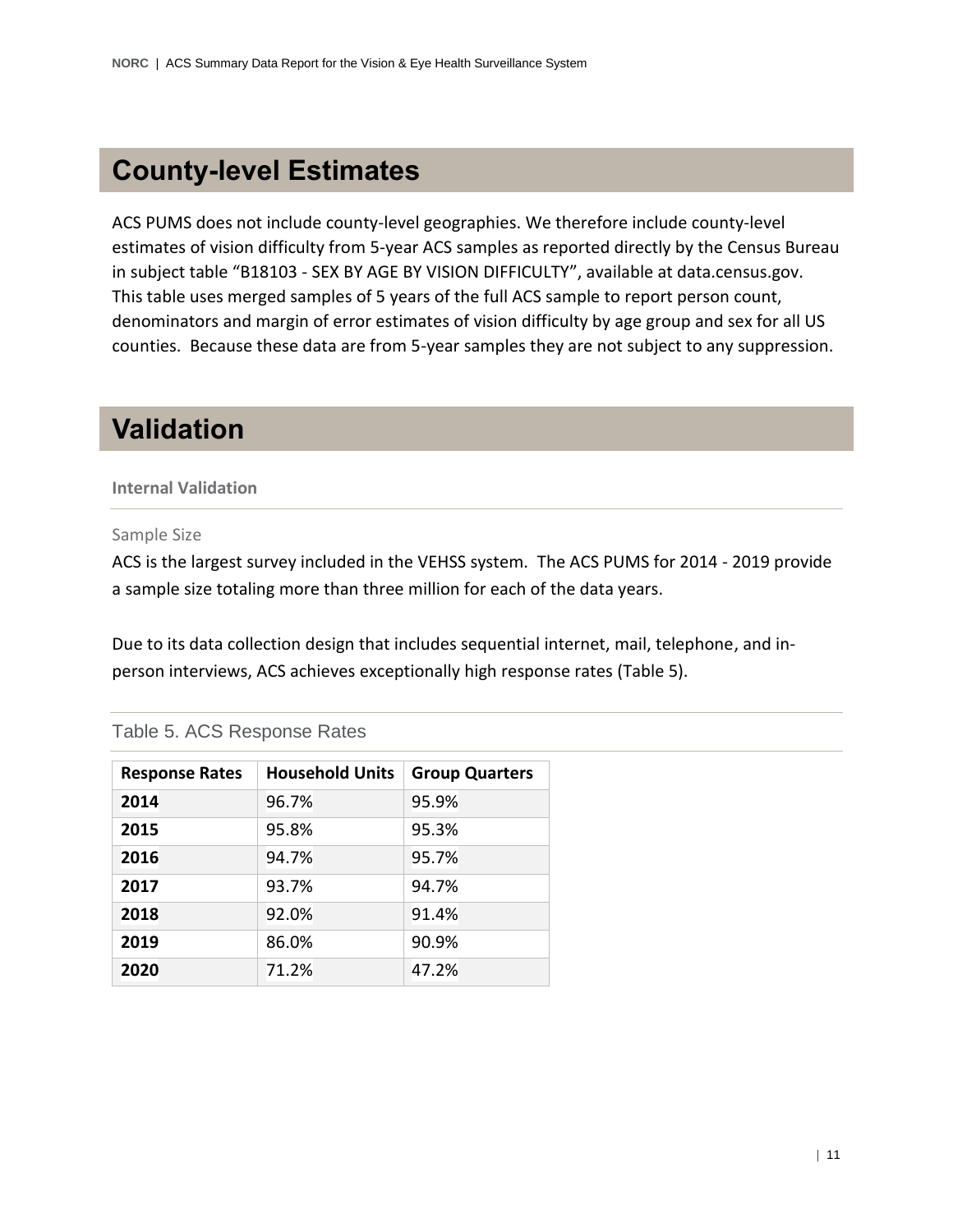# County-level Estimates

ACS PUMS does not include county-level geographies. We therefore include county-level estimates of vision difficulty from 5-year ACS samples as reported directly by the Census Bureau in subject table "B18103 - SEX BY AGE BY VISION DIFFICULTY", available at data.census.gov. This table uses merged samples of 5 years of the full ACS sample to report person count, denominators and margin of error estimates of vision difficulty by age group and sex for all US counties. Because these data are from 5-year samples they are not subject to any suppression.

# Validation

### Internal Validation

#### Sample Size

ACS is the largest survey included in the VEHSS system. The ACS PUMS for 2014 - 2019 provide a sample size totaling more than three million for each of the data years.

Due to its data collection design that includes sequential internet, mail, telephone, and in-person interviews, ACS achieves exceptionally high response rates (Table 5).

Table 5. ACS Response Rates

| Response Rates | Household Units | Group Quarters |
|---|---|---|
| **2014** | 96.7% | 95.9% |
| **2015** | 95.8% | 95.3% |
| **2016** | 94.7% | 95.7% |
| **2017** | 93.7% | 94.7% |
| **2018** | 92.0% | 91.4% |
| **2019** | 86.0% | 90.9% |
| **2020** | 71.2% | 47.2% |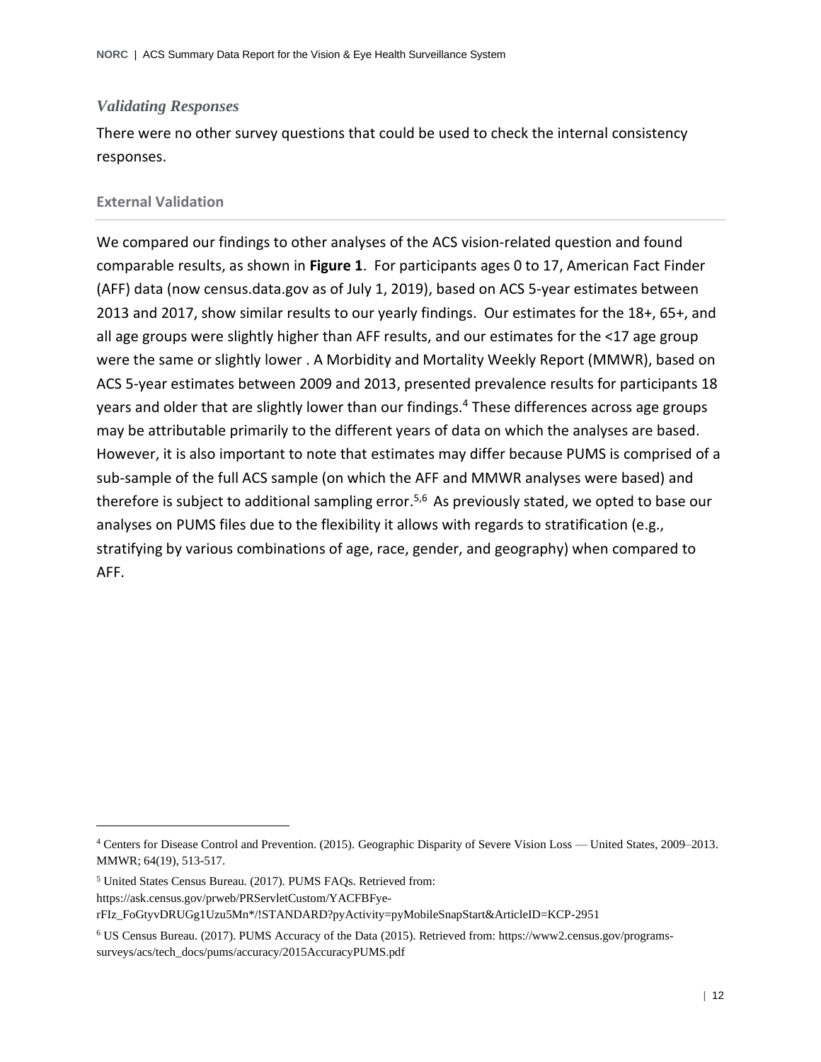### *Validating Responses*

There were no other survey questions that could be used to check the internal consistency responses.

#### External Validation

We compared our findings to other analyses of the ACS vision-related question and found comparable results, as shown in **Figure 1**. For participants ages 0 to 17, American Fact Finder (AFF) data (now census.data.gov as of July 1, 2019), based on ACS 5-year estimates between 2013 and 2017, show similar results to our yearly findings. Our estimates for the 18+, 65+, and all age groups were slightly higher than AFF results, and our estimates for the <17 age group were the same or slightly lower . A Morbidity and Mortality Weekly Report (MMWR), based on ACS 5-year estimates between 2009 and 2013, presented prevalence results for participants 18 years and older that are slightly lower than our findings.[4] These differences across age groups may be attributable primarily to the different years of data on which the analyses are based. However, it is also important to note that estimates may differ because PUMS is comprised of a sub-sample of the full ACS sample (on which the AFF and MMWR analyses were based) and therefore is subject to additional sampling error.[5,6] As previously stated, we opted to base our analyses on PUMS files due to the flexibility it allows with regards to stratification (e.g., stratifying by various combinations of age, race, gender, and geography) when compared to AFF.

---

[4] Centers for Disease Control and Prevention. (2015). Geographic Disparity of Severe Vision Loss — United States, 2009–2013. MMWR; 64(19), 513-517.

[5] United States Census Bureau. (2017). PUMS FAQs. Retrieved from: https://ask.census.gov/prweb/PRServletCustom/YACFBFye-rFIz_FoGtyvDRUGg1Uzu5Mn*/!STANDARD?pyActivity=pyMobileSnapStart&ArticleID=KCP-2951

[6] US Census Bureau. (2017). PUMS Accuracy of the Data (2015). Retrieved from: https://www2.census.gov/programs-surveys/acs/tech_docs/pums/accuracy/2015AccuracyPUMS.pdf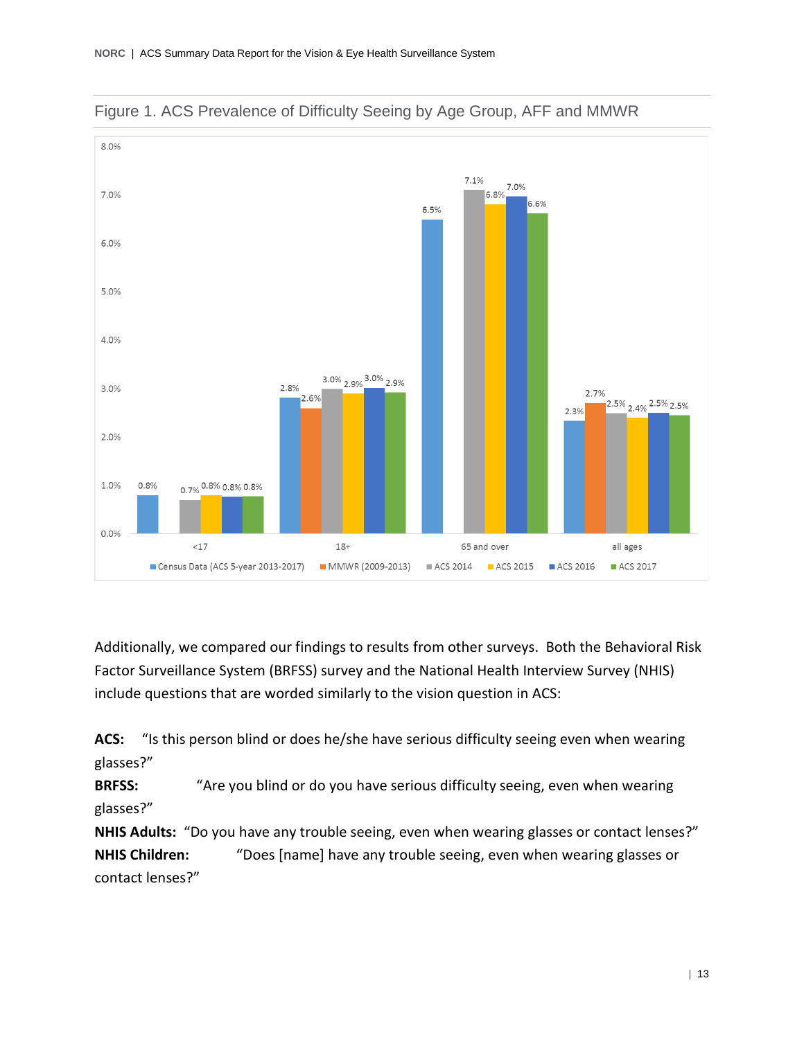Figure 1. ACS Prevalence of Difficulty Seeing by Age Group, AFF and MMWR

| Age group | Census Data (ACS 5-year 2013-2017) | MMWR (2009-2013) | ACS 2014 | ACS 2015 | ACS 2016 | ACS 2017 |
|---|---|---|---|---|---|---|
| <17 | 0.8% | | 0.7% | 0.8% | 0.8% | 0.8% |
| 18+ | 2.8% | 2.6% | 3.0% | 2.9% | 3.0% | 2.9% |
| 65 and over | 6.5% | | 7.1% | 6.8% | 7.0% | 6.6% |
| all ages | 2.3% | 2.7% | 2.5% | 2.4% | 2.5% | 2.5% |

Additionally, we compared our findings to results from other surveys. Both the Behavioral Risk Factor Surveillance System (BRFSS) survey and the National Health Interview Survey (NHIS) include questions that are worded similarly to the vision question in ACS:

**ACS:** "Is this person blind or does he/she have serious difficulty seeing even when wearing glasses?"

**BRFSS:** "Are you blind or do you have serious difficulty seeing, even when wearing glasses?"

**NHIS Adults:** "Do you have any trouble seeing, even when wearing glasses or contact lenses?"

**NHIS Children:** "Does [name] have any trouble seeing, even when wearing glasses or contact lenses?"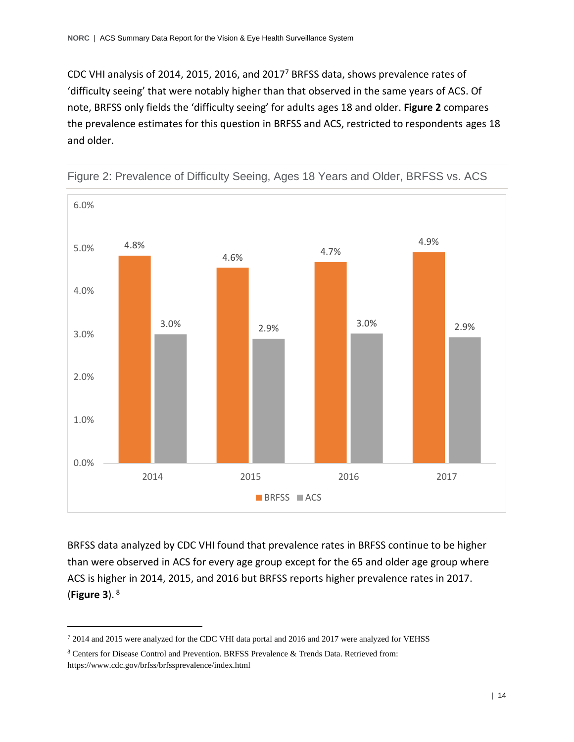CDC VHI analysis of 2014, 2015, 2016, and 2017[7] BRFSS data, shows prevalence rates of 'difficulty seeing' that were notably higher than that observed in the same years of ACS. Of note, BRFSS only fields the 'difficulty seeing' for adults ages 18 and older. **Figure 2** compares the prevalence estimates for this question in BRFSS and ACS, restricted to respondents ages 18 and older.

Figure 2: Prevalence of Difficulty Seeing, Ages 18 Years and Older, BRFSS vs. ACS

| Year | BRFSS | ACS |
|---|---|---|
| 2014 | 4.8% | 3.0% |
| 2015 | 4.6% | 2.9% |
| 2016 | 4.7% | 3.0% |
| 2017 | 4.9% | 2.9% |

BRFSS data analyzed by CDC VHI found that prevalence rates in BRFSS continue to be higher than were observed in ACS for every age group except for the 65 and older age group where ACS is higher in 2014, 2015, and 2016 but BRFSS reports higher prevalence rates in 2017. (**Figure 3**). [8]

[7] 2014 and 2015 were analyzed for the CDC VHI data portal and 2016 and 2017 were analyzed for VEHSS

[8] Centers for Disease Control and Prevention. BRFSS Prevalence & Trends Data. Retrieved from: https://www.cdc.gov/brfss/brfssprevalence/index.html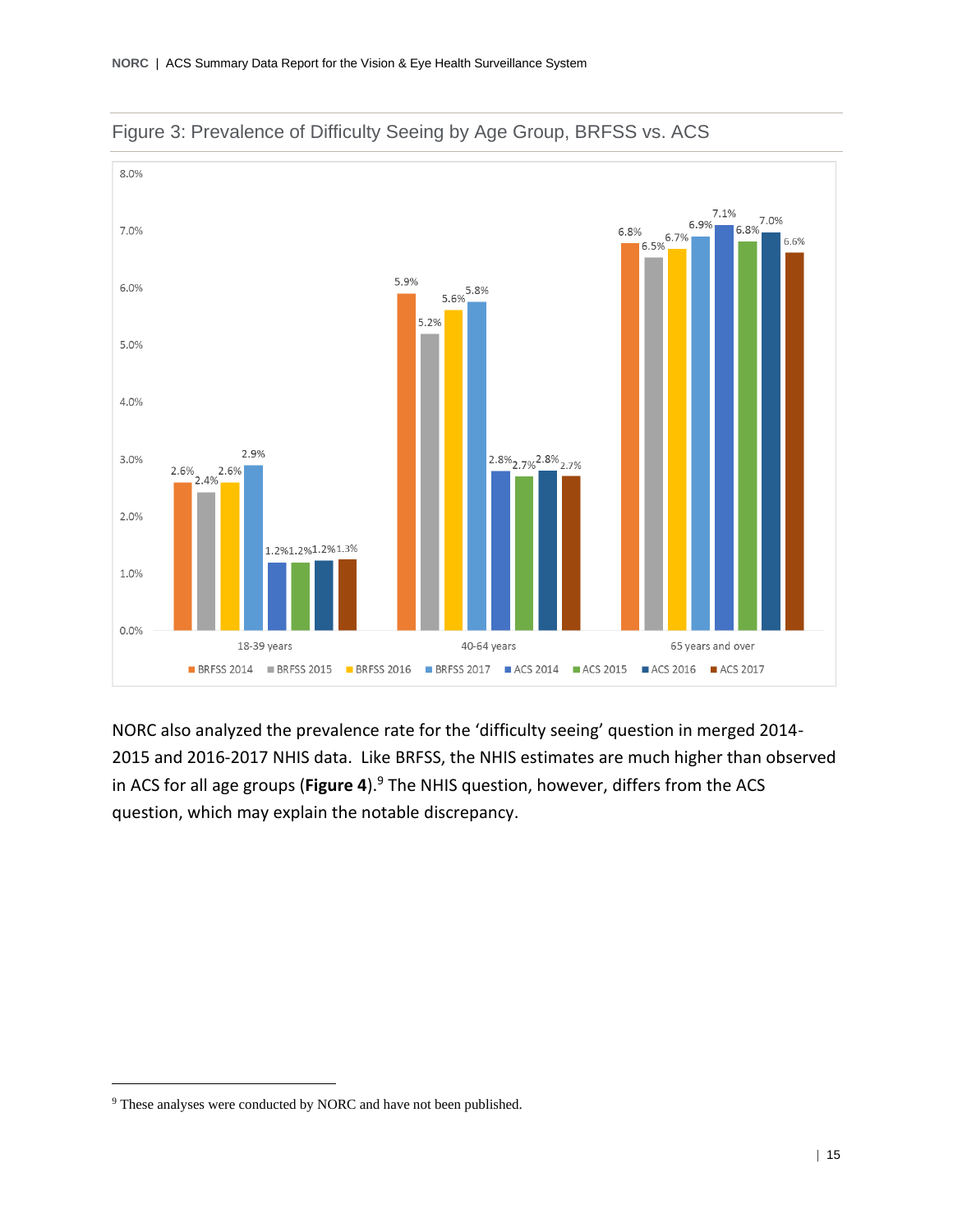Figure 3: Prevalence of Difficulty Seeing by Age Group, BRFSS vs. ACS

| Age Group | BRFSS 2014 | BRFSS 2015 | BRFSS 2016 | BRFSS 2017 | ACS 2014 | ACS 2015 | ACS 2016 | ACS 2017 |
|---|---|---|---|---|---|---|---|---|
| 18-39 years | 2.6% | 2.4% | 2.6% | 2.9% | 1.2% | 1.2% | 1.2% | 1.3% |
| 40-64 years | 5.9% | 5.2% | 5.6% | 5.8% | 2.8% | 2.7% | 2.8% | 2.7% |
| 65 years and over | 6.8% | 6.5% | 6.7% | 6.9% | 7.1% | 6.8% | 7.0% | 6.6% |

NORC also analyzed the prevalence rate for the 'difficulty seeing' question in merged 2014-2015 and 2016-2017 NHIS data. Like BRFSS, the NHIS estimates are much higher than observed in ACS for all age groups (**Figure 4**).[9] The NHIS question, however, differs from the ACS question, which may explain the notable discrepancy.

[9] These analyses were conducted by NORC and have not been published.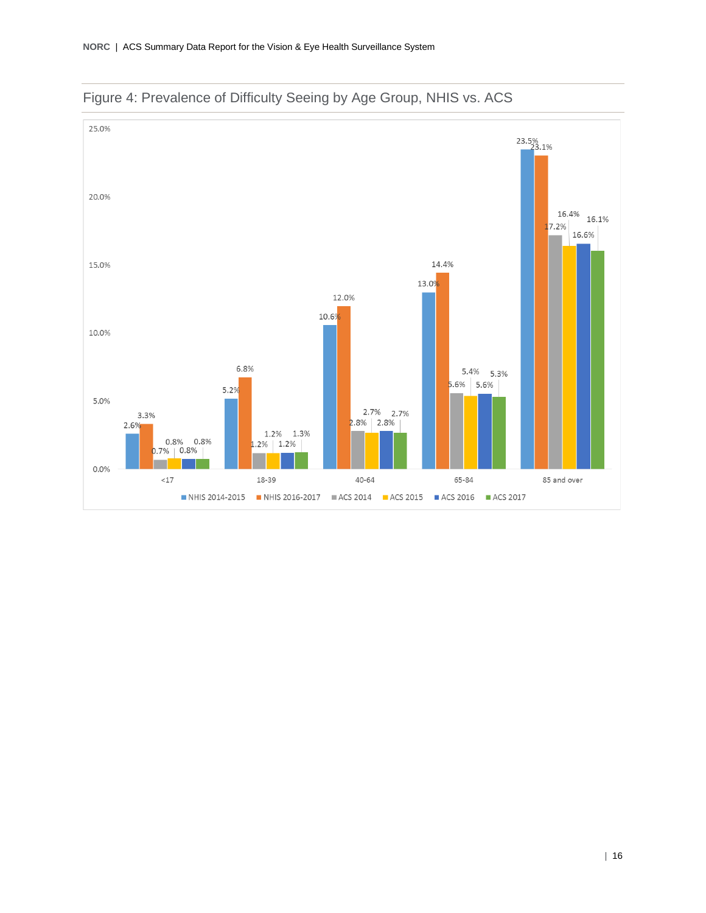## Figure 4: Prevalence of Difficulty Seeing by Age Group, NHIS vs. ACS

| Age Group | NHIS 2014-2015 | NHIS 2016-2017 | ACS 2014 | ACS 2015 | ACS 2016 | ACS 2017 |
|---|---|---|---|---|---|---|
| <17 | 2.6% | 3.3% | 0.7% | 0.8% | 0.8% | 0.8% |
| 18-39 | 5.2% | 6.8% | 1.2% | 1.2% | 1.2% | 1.3% |
| 40-64 | 10.6% | 12.0% | 2.8% | 2.7% | 2.8% | 2.7% |
| 65-84 | 13.0% | 14.4% | 5.6% | 5.4% | 5.6% | 5.3% |
| 85 and over | 23.5% | 23.1% | 17.2% | 16.4% | 16.6% | 16.1% |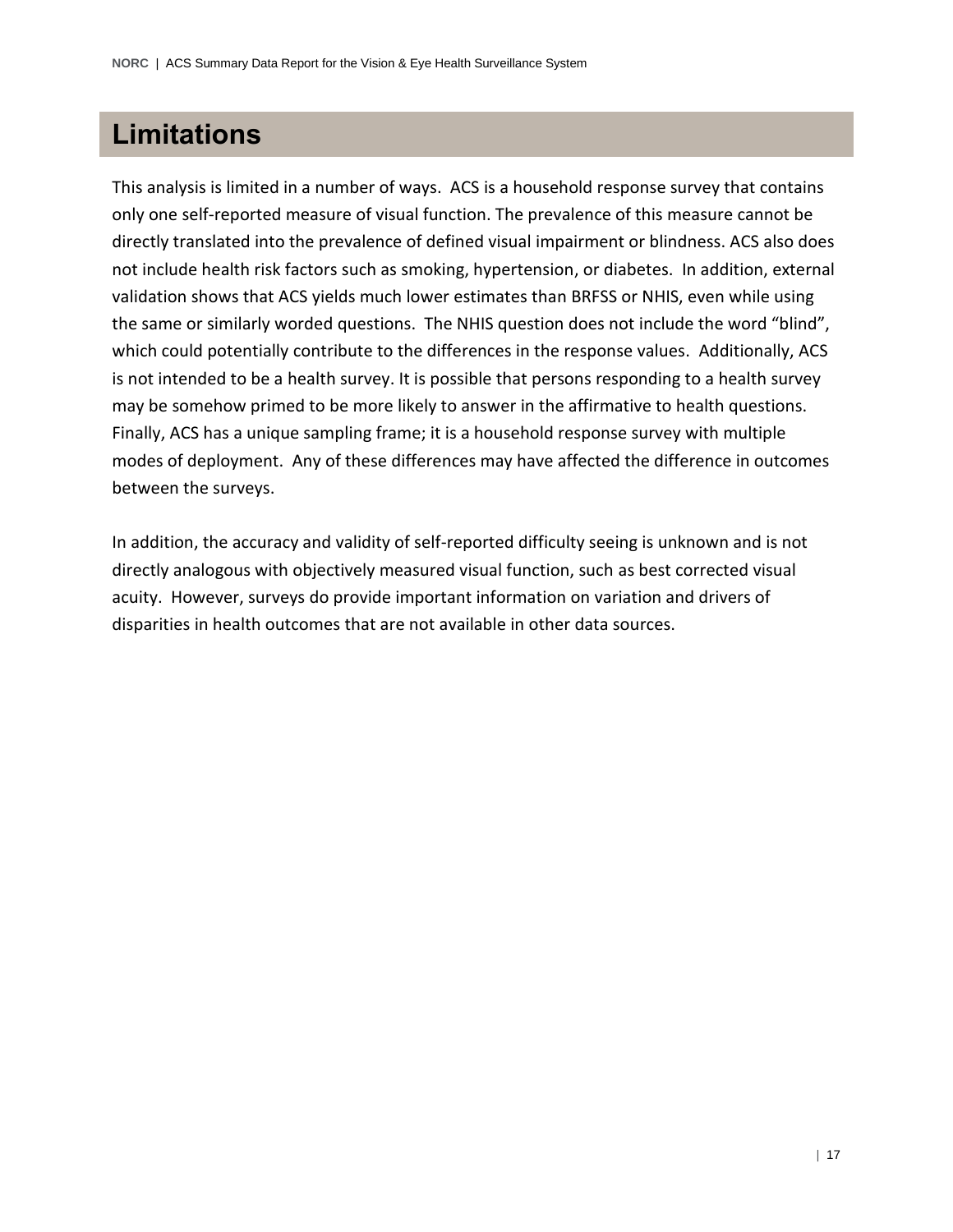# Limitations

This analysis is limited in a number of ways. ACS is a household response survey that contains only one self-reported measure of visual function. The prevalence of this measure cannot be directly translated into the prevalence of defined visual impairment or blindness. ACS also does not include health risk factors such as smoking, hypertension, or diabetes. In addition, external validation shows that ACS yields much lower estimates than BRFSS or NHIS, even while using the same or similarly worded questions. The NHIS question does not include the word "blind", which could potentially contribute to the differences in the response values. Additionally, ACS is not intended to be a health survey. It is possible that persons responding to a health survey may be somehow primed to be more likely to answer in the affirmative to health questions. Finally, ACS has a unique sampling frame; it is a household response survey with multiple modes of deployment. Any of these differences may have affected the difference in outcomes between the surveys.

In addition, the accuracy and validity of self-reported difficulty seeing is unknown and is not directly analogous with objectively measured visual function, such as best corrected visual acuity. However, surveys do provide important information on variation and drivers of disparities in health outcomes that are not available in other data sources.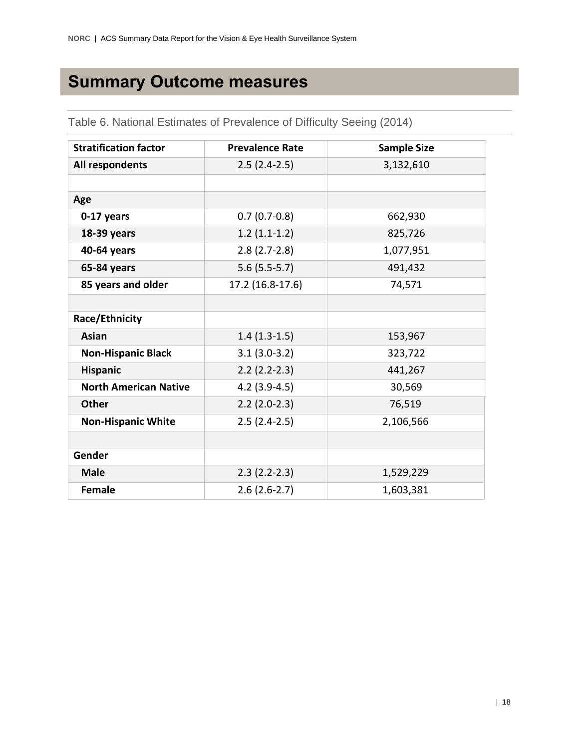# Summary Outcome measures

Table 6. National Estimates of Prevalence of Difficulty Seeing (2014)

| Stratification factor | Prevalence Rate | Sample Size |
|---|---|---|
| **All respondents** | 2.5 (2.4-2.5) | 3,132,610 |
| | | |
| **Age** | | |
| **0-17 years** | 0.7 (0.7-0.8) | 662,930 |
| **18-39 years** | 1.2 (1.1-1.2) | 825,726 |
| **40-64 years** | 2.8 (2.7-2.8) | 1,077,951 |
| **65-84 years** | 5.6 (5.5-5.7) | 491,432 |
| **85 years and older** | 17.2 (16.8-17.6) | 74,571 |
| | | |
| **Race/Ethnicity** | | |
| **Asian** | 1.4 (1.3-1.5) | 153,967 |
| **Non-Hispanic Black** | 3.1 (3.0-3.2) | 323,722 |
| **Hispanic** | 2.2 (2.2-2.3) | 441,267 |
| **North American Native** | 4.2 (3.9-4.5) | 30,569 |
| **Other** | 2.2 (2.0-2.3) | 76,519 |
| **Non-Hispanic White** | 2.5 (2.4-2.5) | 2,106,566 |
| | | |
| **Gender** | | |
| **Male** | 2.3 (2.2-2.3) | 1,529,229 |
| **Female** | 2.6 (2.6-2.7) | 1,603,381 |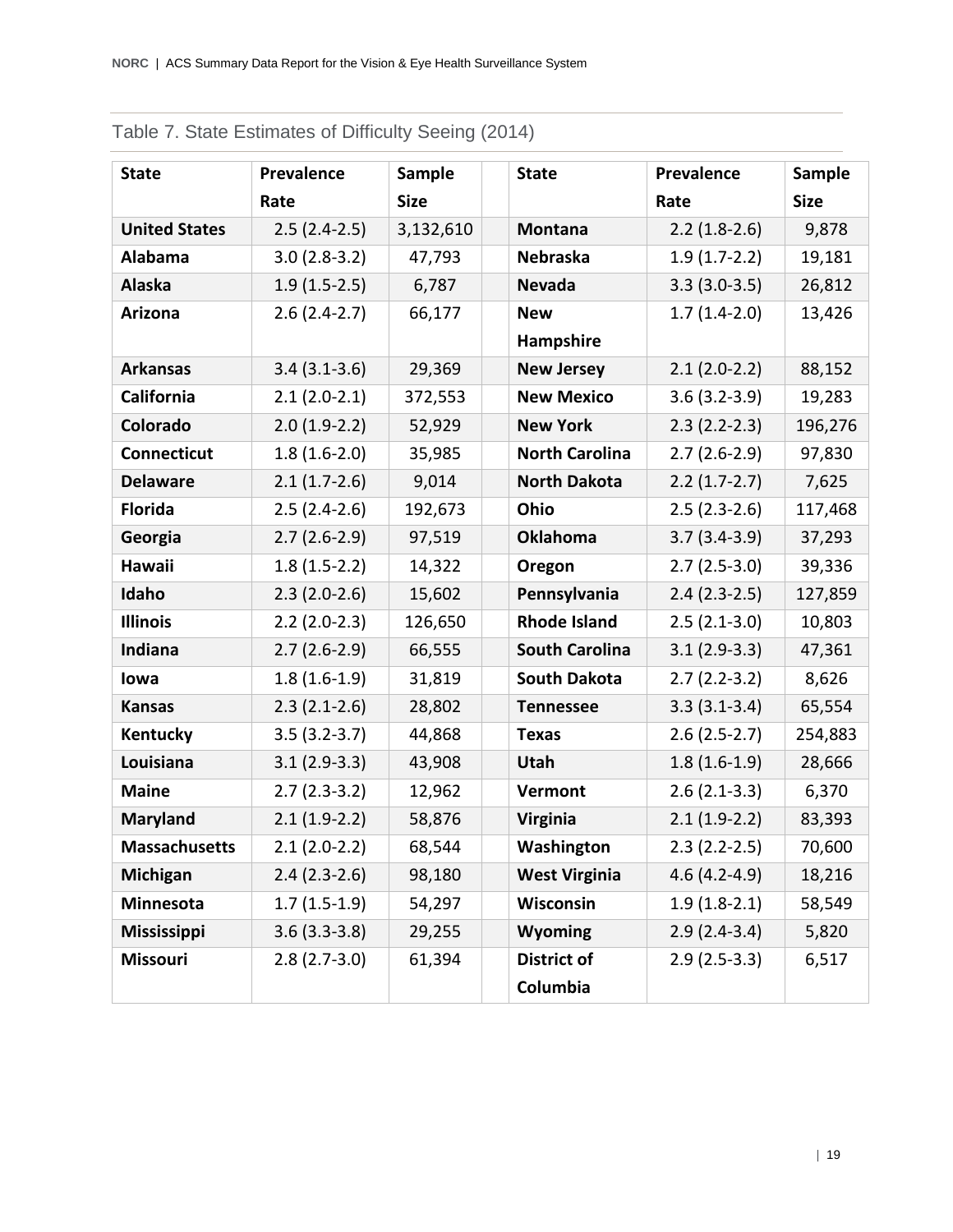## Table 7. State Estimates of Difficulty Seeing (2014)

| State | Prevalence Rate | Sample Size | | State | Prevalence Rate | Sample Size |
|---|---|---|---|---|---|---|
| **United States** | 2.5 (2.4-2.5) | 3,132,610 | | **Montana** | 2.2 (1.8-2.6) | 9,878 |
| **Alabama** | 3.0 (2.8-3.2) | 47,793 | | **Nebraska** | 1.9 (1.7-2.2) | 19,181 |
| **Alaska** | 1.9 (1.5-2.5) | 6,787 | | **Nevada** | 3.3 (3.0-3.5) | 26,812 |
| **Arizona** | 2.6 (2.4-2.7) | 66,177 | | **New Hampshire** | 1.7 (1.4-2.0) | 13,426 |
| **Arkansas** | 3.4 (3.1-3.6) | 29,369 | | **New Jersey** | 2.1 (2.0-2.2) | 88,152 |
| **California** | 2.1 (2.0-2.1) | 372,553 | | **New Mexico** | 3.6 (3.2-3.9) | 19,283 |
| **Colorado** | 2.0 (1.9-2.2) | 52,929 | | **New York** | 2.3 (2.2-2.3) | 196,276 |
| **Connecticut** | 1.8 (1.6-2.0) | 35,985 | | **North Carolina** | 2.7 (2.6-2.9) | 97,830 |
| **Delaware** | 2.1 (1.7-2.6) | 9,014 | | **North Dakota** | 2.2 (1.7-2.7) | 7,625 |
| **Florida** | 2.5 (2.4-2.6) | 192,673 | | **Ohio** | 2.5 (2.3-2.6) | 117,468 |
| **Georgia** | 2.7 (2.6-2.9) | 97,519 | | **Oklahoma** | 3.7 (3.4-3.9) | 37,293 |
| **Hawaii** | 1.8 (1.5-2.2) | 14,322 | | **Oregon** | 2.7 (2.5-3.0) | 39,336 |
| **Idaho** | 2.3 (2.0-2.6) | 15,602 | | **Pennsylvania** | 2.4 (2.3-2.5) | 127,859 |
| **Illinois** | 2.2 (2.0-2.3) | 126,650 | | **Rhode Island** | 2.5 (2.1-3.0) | 10,803 |
| **Indiana** | 2.7 (2.6-2.9) | 66,555 | | **South Carolina** | 3.1 (2.9-3.3) | 47,361 |
| **Iowa** | 1.8 (1.6-1.9) | 31,819 | | **South Dakota** | 2.7 (2.2-3.2) | 8,626 |
| **Kansas** | 2.3 (2.1-2.6) | 28,802 | | **Tennessee** | 3.3 (3.1-3.4) | 65,554 |
| **Kentucky** | 3.5 (3.2-3.7) | 44,868 | | **Texas** | 2.6 (2.5-2.7) | 254,883 |
| **Louisiana** | 3.1 (2.9-3.3) | 43,908 | | **Utah** | 1.8 (1.6-1.9) | 28,666 |
| **Maine** | 2.7 (2.3-3.2) | 12,962 | | **Vermont** | 2.6 (2.1-3.3) | 6,370 |
| **Maryland** | 2.1 (1.9-2.2) | 58,876 | | **Virginia** | 2.1 (1.9-2.2) | 83,393 |
| **Massachusetts** | 2.1 (2.0-2.2) | 68,544 | | **Washington** | 2.3 (2.2-2.5) | 70,600 |
| **Michigan** | 2.4 (2.3-2.6) | 98,180 | | **West Virginia** | 4.6 (4.2-4.9) | 18,216 |
| **Minnesota** | 1.7 (1.5-1.9) | 54,297 | | **Wisconsin** | 1.9 (1.8-2.1) | 58,549 |
| **Mississippi** | 3.6 (3.3-3.8) | 29,255 | | **Wyoming** | 2.9 (2.4-3.4) | 5,820 |
| **Missouri** | 2.8 (2.7-3.0) | 61,394 | | **District of Columbia** | 2.9 (2.5-3.3) | 6,517 |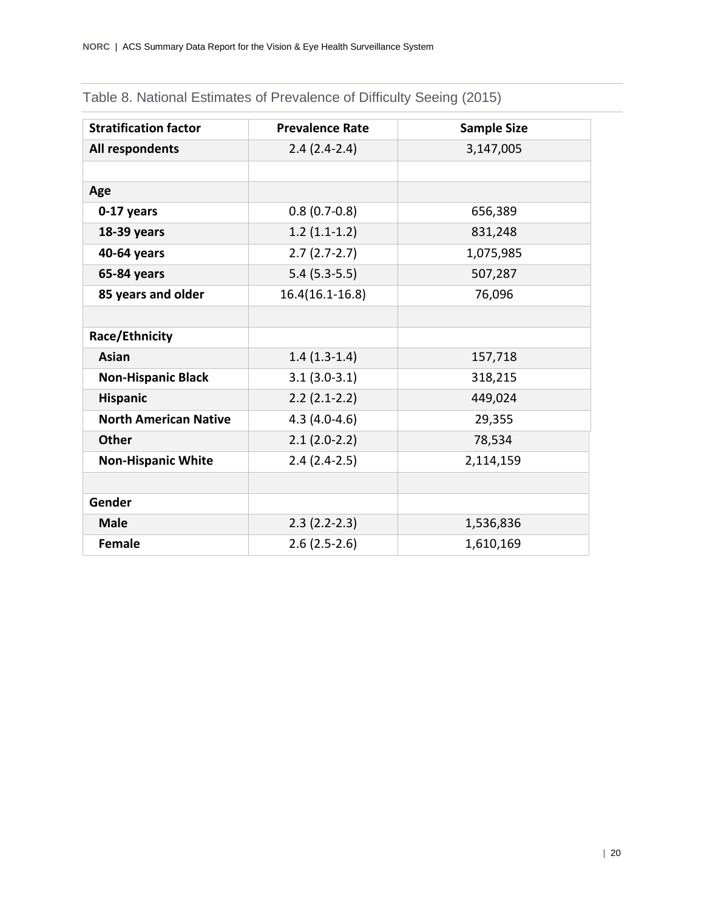Table 8. National Estimates of Prevalence of Difficulty Seeing (2015)

| Stratification factor | Prevalence Rate | Sample Size |
|---|---|---|
| **All respondents** | 2.4 (2.4-2.4) | 3,147,005 |
| | | |
| **Age** | | |
| **0-17 years** | 0.8 (0.7-0.8) | 656,389 |
| **18-39 years** | 1.2 (1.1-1.2) | 831,248 |
| **40-64 years** | 2.7 (2.7-2.7) | 1,075,985 |
| **65-84 years** | 5.4 (5.3-5.5) | 507,287 |
| **85 years and older** | 16.4(16.1-16.8) | 76,096 |
| | | |
| **Race/Ethnicity** | | |
| **Asian** | 1.4 (1.3-1.4) | 157,718 |
| **Non-Hispanic Black** | 3.1 (3.0-3.1) | 318,215 |
| **Hispanic** | 2.2 (2.1-2.2) | 449,024 |
| **North American Native** | 4.3 (4.0-4.6) | 29,355 |
| **Other** | 2.1 (2.0-2.2) | 78,534 |
| **Non-Hispanic White** | 2.4 (2.4-2.5) | 2,114,159 |
| | | |
| **Gender** | | |
| **Male** | 2.3 (2.2-2.3) | 1,536,836 |
| **Female** | 2.6 (2.5-2.6) | 1,610,169 |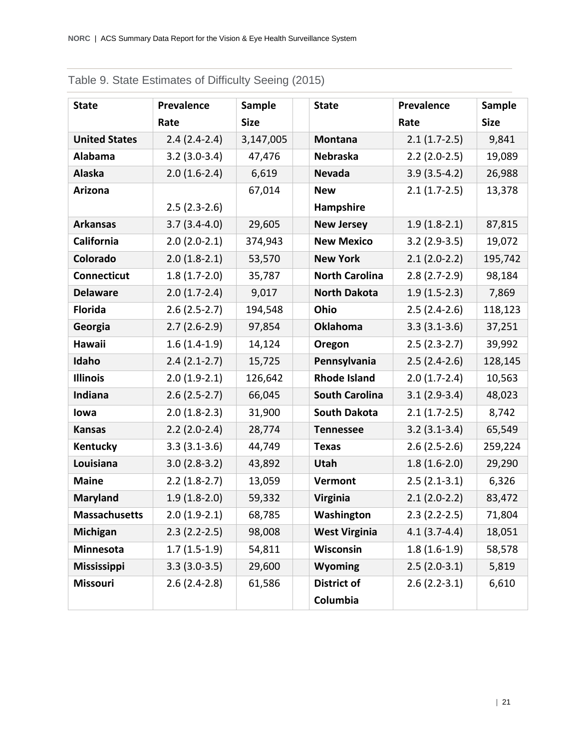## Table 9. State Estimates of Difficulty Seeing (2015)

| State | Prevalence Rate | Sample Size | | State | Prevalence Rate | Sample Size |
|---|---|---|---|---|---|---|
| **United States** | 2.4 (2.4-2.4) | 3,147,005 | | **Montana** | 2.1 (1.7-2.5) | 9,841 |
| **Alabama** | 3.2 (3.0-3.4) | 47,476 | | **Nebraska** | 2.2 (2.0-2.5) | 19,089 |
| **Alaska** | 2.0 (1.6-2.4) | 6,619 | | **Nevada** | 3.9 (3.5-4.2) | 26,988 |
| **Arizona** | 2.5 (2.3-2.6) | 67,014 | | **New Hampshire** | 2.1 (1.7-2.5) | 13,378 |
| **Arkansas** | 3.7 (3.4-4.0) | 29,605 | | **New Jersey** | 1.9 (1.8-2.1) | 87,815 |
| **California** | 2.0 (2.0-2.1) | 374,943 | | **New Mexico** | 3.2 (2.9-3.5) | 19,072 |
| **Colorado** | 2.0 (1.8-2.1) | 53,570 | | **New York** | 2.1 (2.0-2.2) | 195,742 |
| **Connecticut** | 1.8 (1.7-2.0) | 35,787 | | **North Carolina** | 2.8 (2.7-2.9) | 98,184 |
| **Delaware** | 2.0 (1.7-2.4) | 9,017 | | **North Dakota** | 1.9 (1.5-2.3) | 7,869 |
| **Florida** | 2.6 (2.5-2.7) | 194,548 | | **Ohio** | 2.5 (2.4-2.6) | 118,123 |
| **Georgia** | 2.7 (2.6-2.9) | 97,854 | | **Oklahoma** | 3.3 (3.1-3.6) | 37,251 |
| **Hawaii** | 1.6 (1.4-1.9) | 14,124 | | **Oregon** | 2.5 (2.3-2.7) | 39,992 |
| **Idaho** | 2.4 (2.1-2.7) | 15,725 | | **Pennsylvania** | 2.5 (2.4-2.6) | 128,145 |
| **Illinois** | 2.0 (1.9-2.1) | 126,642 | | **Rhode Island** | 2.0 (1.7-2.4) | 10,563 |
| **Indiana** | 2.6 (2.5-2.7) | 66,045 | | **South Carolina** | 3.1 (2.9-3.4) | 48,023 |
| **Iowa** | 2.0 (1.8-2.3) | 31,900 | | **South Dakota** | 2.1 (1.7-2.5) | 8,742 |
| **Kansas** | 2.2 (2.0-2.4) | 28,774 | | **Tennessee** | 3.2 (3.1-3.4) | 65,549 |
| **Kentucky** | 3.3 (3.1-3.6) | 44,749 | | **Texas** | 2.6 (2.5-2.6) | 259,224 |
| **Louisiana** | 3.0 (2.8-3.2) | 43,892 | | **Utah** | 1.8 (1.6-2.0) | 29,290 |
| **Maine** | 2.2 (1.8-2.7) | 13,059 | | **Vermont** | 2.5 (2.1-3.1) | 6,326 |
| **Maryland** | 1.9 (1.8-2.0) | 59,332 | | **Virginia** | 2.1 (2.0-2.2) | 83,472 |
| **Massachusetts** | 2.0 (1.9-2.1) | 68,785 | | **Washington** | 2.3 (2.2-2.5) | 71,804 |
| **Michigan** | 2.3 (2.2-2.5) | 98,008 | | **West Virginia** | 4.1 (3.7-4.4) | 18,051 |
| **Minnesota** | 1.7 (1.5-1.9) | 54,811 | | **Wisconsin** | 1.8 (1.6-1.9) | 58,578 |
| **Mississippi** | 3.3 (3.0-3.5) | 29,600 | | **Wyoming** | 2.5 (2.0-3.1) | 5,819 |
| **Missouri** | 2.6 (2.4-2.8) | 61,586 | | **District of Columbia** | 2.6 (2.2-3.1) | 6,610 |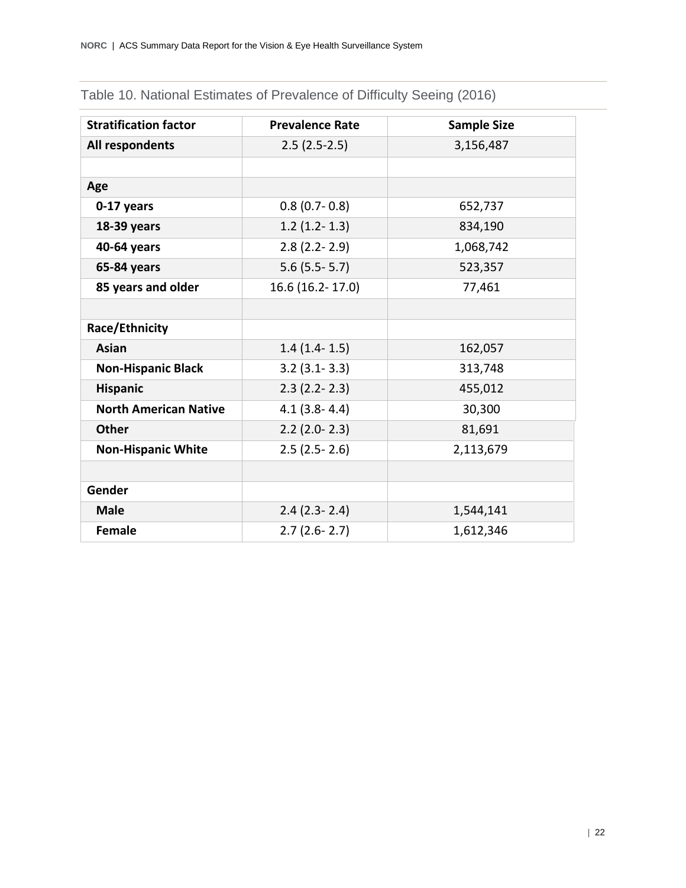## Table 10. National Estimates of Prevalence of Difficulty Seeing (2016)

| Stratification factor | Prevalence Rate | Sample Size |
|---|---|---|
| **All respondents** | 2.5 (2.5-2.5) | 3,156,487 |
| | | |
| **Age** | | |
| **0-17 years** | 0.8 (0.7- 0.8) | 652,737 |
| **18-39 years** | 1.2 (1.2- 1.3) | 834,190 |
| **40-64 years** | 2.8 (2.2- 2.9) | 1,068,742 |
| **65-84 years** | 5.6 (5.5- 5.7) | 523,357 |
| **85 years and older** | 16.6 (16.2- 17.0) | 77,461 |
| | | |
| **Race/Ethnicity** | | |
| **Asian** | 1.4 (1.4- 1.5) | 162,057 |
| **Non-Hispanic Black** | 3.2 (3.1- 3.3) | 313,748 |
| **Hispanic** | 2.3 (2.2- 2.3) | 455,012 |
| **North American Native** | 4.1 (3.8- 4.4) | 30,300 |
| **Other** | 2.2 (2.0- 2.3) | 81,691 |
| **Non-Hispanic White** | 2.5 (2.5- 2.6) | 2,113,679 |
| | | |
| **Gender** | | |
| **Male** | 2.4 (2.3- 2.4) | 1,544,141 |
| **Female** | 2.7 (2.6- 2.7) | 1,612,346 |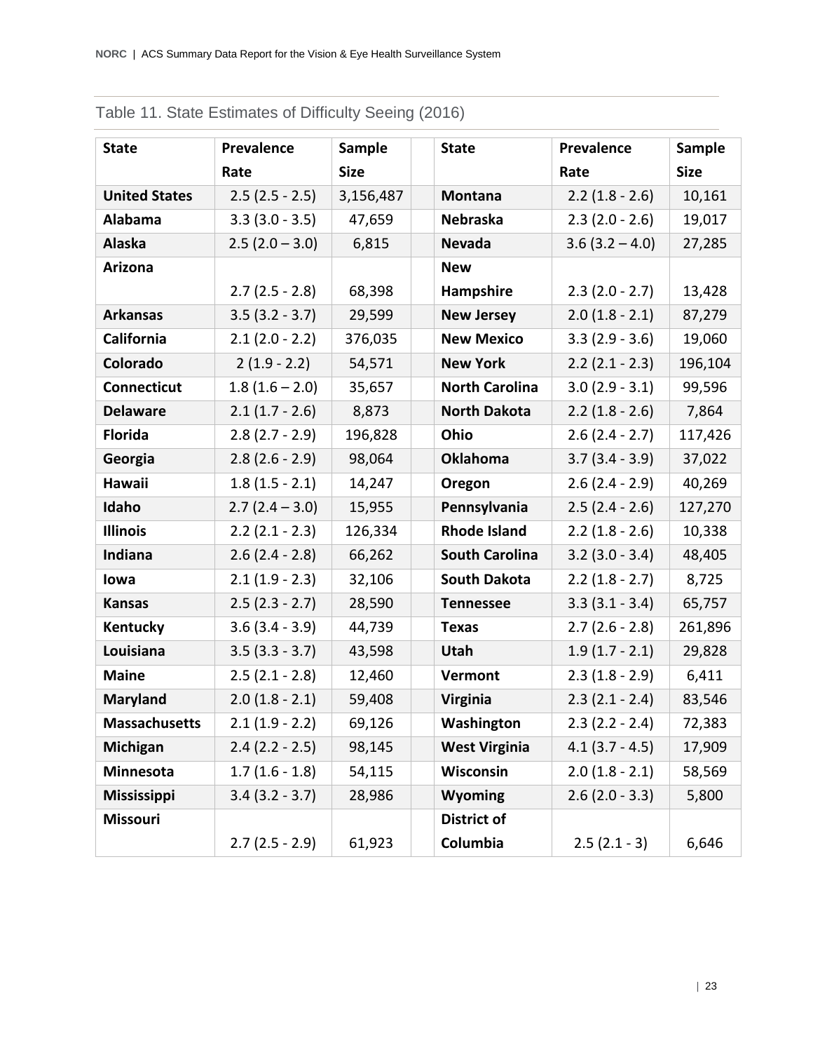Table 11. State Estimates of Difficulty Seeing (2016)

| State | Prevalence Rate | Sample Size | | State | Prevalence Rate | Sample Size |
|---|---|---|---|---|---|---|
| **United States** | 2.5 (2.5 - 2.5) | 3,156,487 | | **Montana** | 2.2 (1.8 - 2.6) | 10,161 |
| **Alabama** | 3.3 (3.0 - 3.5) | 47,659 | | **Nebraska** | 2.3 (2.0 - 2.6) | 19,017 |
| **Alaska** | 2.5 (2.0 – 3.0) | 6,815 | | **Nevada** | 3.6 (3.2 – 4.0) | 27,285 |
| **Arizona** | 2.7 (2.5 - 2.8) | 68,398 | | **New Hampshire** | 2.3 (2.0 - 2.7) | 13,428 |
| **Arkansas** | 3.5 (3.2 - 3.7) | 29,599 | | **New Jersey** | 2.0 (1.8 - 2.1) | 87,279 |
| **California** | 2.1 (2.0 - 2.2) | 376,035 | | **New Mexico** | 3.3 (2.9 - 3.6) | 19,060 |
| **Colorado** | 2 (1.9 - 2.2) | 54,571 | | **New York** | 2.2 (2.1 - 2.3) | 196,104 |
| **Connecticut** | 1.8 (1.6 – 2.0) | 35,657 | | **North Carolina** | 3.0 (2.9 - 3.1) | 99,596 |
| **Delaware** | 2.1 (1.7 - 2.6) | 8,873 | | **North Dakota** | 2.2 (1.8 - 2.6) | 7,864 |
| **Florida** | 2.8 (2.7 - 2.9) | 196,828 | | **Ohio** | 2.6 (2.4 - 2.7) | 117,426 |
| **Georgia** | 2.8 (2.6 - 2.9) | 98,064 | | **Oklahoma** | 3.7 (3.4 - 3.9) | 37,022 |
| **Hawaii** | 1.8 (1.5 - 2.1) | 14,247 | | **Oregon** | 2.6 (2.4 - 2.9) | 40,269 |
| **Idaho** | 2.7 (2.4 – 3.0) | 15,955 | | **Pennsylvania** | 2.5 (2.4 - 2.6) | 127,270 |
| **Illinois** | 2.2 (2.1 - 2.3) | 126,334 | | **Rhode Island** | 2.2 (1.8 - 2.6) | 10,338 |
| **Indiana** | 2.6 (2.4 - 2.8) | 66,262 | | **South Carolina** | 3.2 (3.0 - 3.4) | 48,405 |
| **Iowa** | 2.1 (1.9 - 2.3) | 32,106 | | **South Dakota** | 2.2 (1.8 - 2.7) | 8,725 |
| **Kansas** | 2.5 (2.3 - 2.7) | 28,590 | | **Tennessee** | 3.3 (3.1 - 3.4) | 65,757 |
| **Kentucky** | 3.6 (3.4 - 3.9) | 44,739 | | **Texas** | 2.7 (2.6 - 2.8) | 261,896 |
| **Louisiana** | 3.5 (3.3 - 3.7) | 43,598 | | **Utah** | 1.9 (1.7 - 2.1) | 29,828 |
| **Maine** | 2.5 (2.1 - 2.8) | 12,460 | | **Vermont** | 2.3 (1.8 - 2.9) | 6,411 |
| **Maryland** | 2.0 (1.8 - 2.1) | 59,408 | | **Virginia** | 2.3 (2.1 - 2.4) | 83,546 |
| **Massachusetts** | 2.1 (1.9 - 2.2) | 69,126 | | **Washington** | 2.3 (2.2 - 2.4) | 72,383 |
| **Michigan** | 2.4 (2.2 - 2.5) | 98,145 | | **West Virginia** | 4.1 (3.7 - 4.5) | 17,909 |
| **Minnesota** | 1.7 (1.6 - 1.8) | 54,115 | | **Wisconsin** | 2.0 (1.8 - 2.1) | 58,569 |
| **Mississippi** | 3.4 (3.2 - 3.7) | 28,986 | | **Wyoming** | 2.6 (2.0 - 3.3) | 5,800 |
| **Missouri** | 2.7 (2.5 - 2.9) | 61,923 | | **District of Columbia** | 2.5 (2.1 - 3) | 6,646 |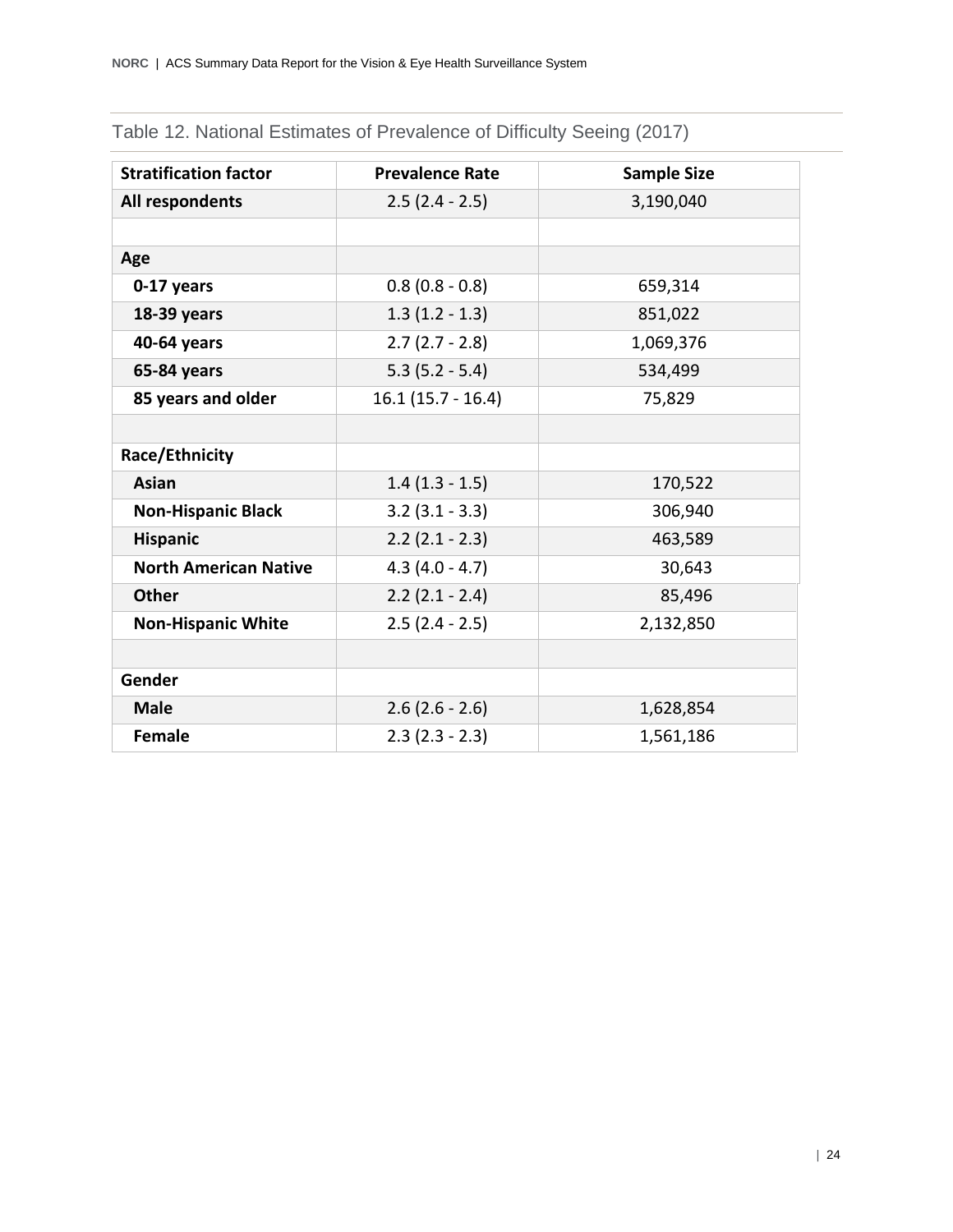## Table 12. National Estimates of Prevalence of Difficulty Seeing (2017)

| Stratification factor | Prevalence Rate | Sample Size |
|---|---|---|
| **All respondents** | 2.5 (2.4 - 2.5) | 3,190,040 |
| | | |
| **Age** | | |
| **0-17 years** | 0.8 (0.8 - 0.8) | 659,314 |
| **18-39 years** | 1.3 (1.2 - 1.3) | 851,022 |
| **40-64 years** | 2.7 (2.7 - 2.8) | 1,069,376 |
| **65-84 years** | 5.3 (5.2 - 5.4) | 534,499 |
| **85 years and older** | 16.1 (15.7 - 16.4) | 75,829 |
| | | |
| **Race/Ethnicity** | | |
| **Asian** | 1.4 (1.3 - 1.5) | 170,522 |
| **Non-Hispanic Black** | 3.2 (3.1 - 3.3) | 306,940 |
| **Hispanic** | 2.2 (2.1 - 2.3) | 463,589 |
| **North American Native** | 4.3 (4.0 - 4.7) | 30,643 |
| **Other** | 2.2 (2.1 - 2.4) | 85,496 |
| **Non-Hispanic White** | 2.5 (2.4 - 2.5) | 2,132,850 |
| | | |
| **Gender** | | |
| **Male** | 2.6 (2.6 - 2.6) | 1,628,854 |
| **Female** | 2.3 (2.3 - 2.3) | 1,561,186 |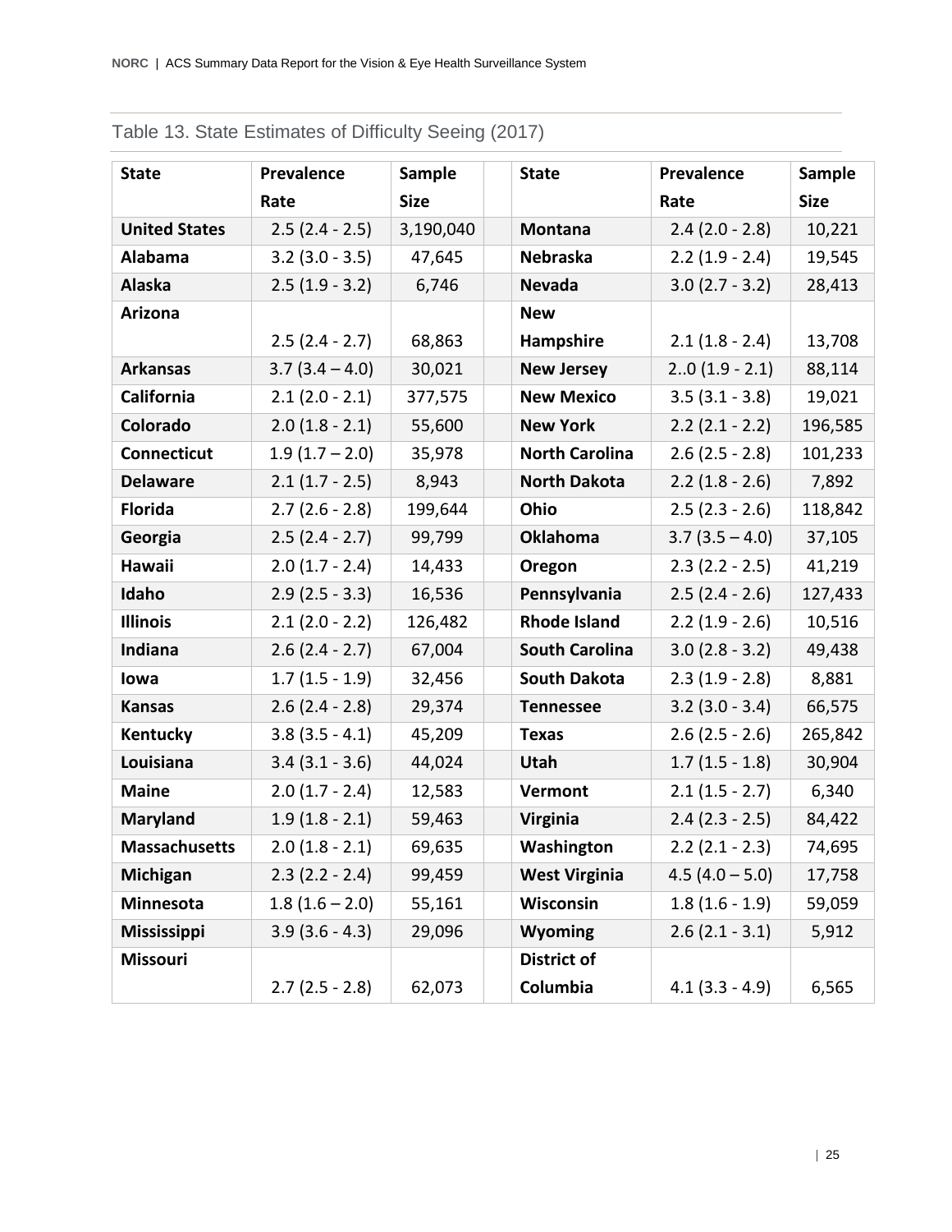Table 13. State Estimates of Difficulty Seeing (2017)

| State | Prevalence Rate | Sample Size | | State | Prevalence Rate | Sample Size |
|---|---|---|---|---|---|---|
| **United States** | 2.5 (2.4 - 2.5) | 3,190,040 | | **Montana** | 2.4 (2.0 - 2.8) | 10,221 |
| **Alabama** | 3.2 (3.0 - 3.5) | 47,645 | | **Nebraska** | 2.2 (1.9 - 2.4) | 19,545 |
| **Alaska** | 2.5 (1.9 - 3.2) | 6,746 | | **Nevada** | 3.0 (2.7 - 3.2) | 28,413 |
| **Arizona** | 2.5 (2.4 - 2.7) | 68,863 | | **New Hampshire** | 2.1 (1.8 - 2.4) | 13,708 |
| **Arkansas** | 3.7 (3.4 – 4.0) | 30,021 | | **New Jersey** | 2..0 (1.9 - 2.1) | 88,114 |
| **California** | 2.1 (2.0 - 2.1) | 377,575 | | **New Mexico** | 3.5 (3.1 - 3.8) | 19,021 |
| **Colorado** | 2.0 (1.8 - 2.1) | 55,600 | | **New York** | 2.2 (2.1 - 2.2) | 196,585 |
| **Connecticut** | 1.9 (1.7 – 2.0) | 35,978 | | **North Carolina** | 2.6 (2.5 - 2.8) | 101,233 |
| **Delaware** | 2.1 (1.7 - 2.5) | 8,943 | | **North Dakota** | 2.2 (1.8 - 2.6) | 7,892 |
| **Florida** | 2.7 (2.6 - 2.8) | 199,644 | | **Ohio** | 2.5 (2.3 - 2.6) | 118,842 |
| **Georgia** | 2.5 (2.4 - 2.7) | 99,799 | | **Oklahoma** | 3.7 (3.5 – 4.0) | 37,105 |
| **Hawaii** | 2.0 (1.7 - 2.4) | 14,433 | | **Oregon** | 2.3 (2.2 - 2.5) | 41,219 |
| **Idaho** | 2.9 (2.5 - 3.3) | 16,536 | | **Pennsylvania** | 2.5 (2.4 - 2.6) | 127,433 |
| **Illinois** | 2.1 (2.0 - 2.2) | 126,482 | | **Rhode Island** | 2.2 (1.9 - 2.6) | 10,516 |
| **Indiana** | 2.6 (2.4 - 2.7) | 67,004 | | **South Carolina** | 3.0 (2.8 - 3.2) | 49,438 |
| **Iowa** | 1.7 (1.5 - 1.9) | 32,456 | | **South Dakota** | 2.3 (1.9 - 2.8) | 8,881 |
| **Kansas** | 2.6 (2.4 - 2.8) | 29,374 | | **Tennessee** | 3.2 (3.0 - 3.4) | 66,575 |
| **Kentucky** | 3.8 (3.5 - 4.1) | 45,209 | | **Texas** | 2.6 (2.5 - 2.6) | 265,842 |
| **Louisiana** | 3.4 (3.1 - 3.6) | 44,024 | | **Utah** | 1.7 (1.5 - 1.8) | 30,904 |
| **Maine** | 2.0 (1.7 - 2.4) | 12,583 | | **Vermont** | 2.1 (1.5 - 2.7) | 6,340 |
| **Maryland** | 1.9 (1.8 - 2.1) | 59,463 | | **Virginia** | 2.4 (2.3 - 2.5) | 84,422 |
| **Massachusetts** | 2.0 (1.8 - 2.1) | 69,635 | | **Washington** | 2.2 (2.1 - 2.3) | 74,695 |
| **Michigan** | 2.3 (2.2 - 2.4) | 99,459 | | **West Virginia** | 4.5 (4.0 – 5.0) | 17,758 |
| **Minnesota** | 1.8 (1.6 – 2.0) | 55,161 | | **Wisconsin** | 1.8 (1.6 - 1.9) | 59,059 |
| **Mississippi** | 3.9 (3.6 - 4.3) | 29,096 | | **Wyoming** | 2.6 (2.1 - 3.1) | 5,912 |
| **Missouri** | 2.7 (2.5 - 2.8) | 62,073 | | **District of Columbia** | 4.1 (3.3 - 4.9) | 6,565 |